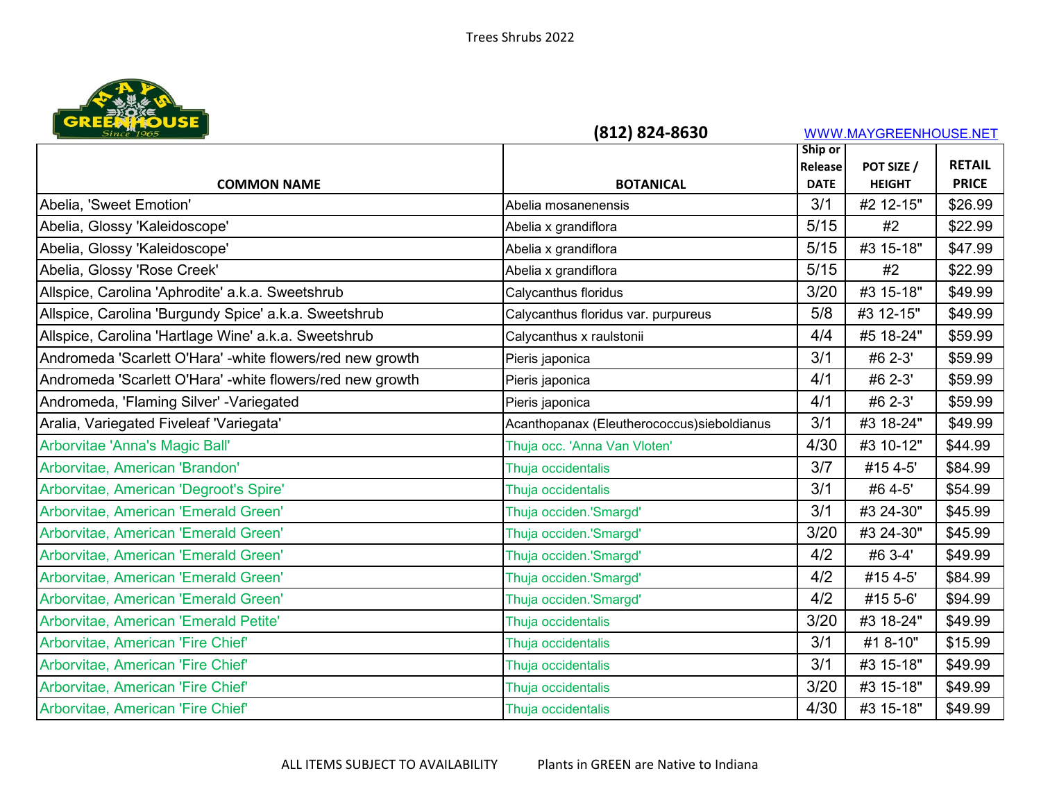Trees Shrubs 2022

MAYS GREENHOUSE Since 1965

(812) 824-8630 WWW.MAYGREENHOUSE.NET

| COMMON NAME | BOTANICAL | Ship or Release DATE | POT SIZE / HEIGHT | RETAIL PRICE |
|---|---|---|---|---|
| Abelia, 'Sweet Emotion' | Abelia mosanenensis | 3/1 | #2 12-15" | $26.99 |
| Abelia, Glossy 'Kaleidoscope' | Abelia x grandiflora | 5/15 | #2 | $22.99 |
| Abelia, Glossy 'Kaleidoscope' | Abelia x grandiflora | 5/15 | #3 15-18" | $47.99 |
| Abelia, Glossy 'Rose Creek' | Abelia x grandiflora | 5/15 | #2 | $22.99 |
| Allspice, Carolina 'Aphrodite' a.k.a. Sweetshrub | Calycanthus floridus | 3/20 | #3 15-18" | $49.99 |
| Allspice, Carolina 'Burgundy Spice' a.k.a. Sweetshrub | Calycanthus floridus var. purpureus | 5/8 | #3 12-15" | $49.99 |
| Allspice, Carolina 'Hartlage Wine' a.k.a. Sweetshrub | Calycanthus x raulstonii | 4/4 | #5 18-24" | $59.99 |
| Andromeda 'Scarlett O'Hara' -white flowers/red new growth | Pieris japonica | 3/1 | #6 2-3' | $59.99 |
| Andromeda 'Scarlett O'Hara' -white flowers/red new growth | Pieris japonica | 4/1 | #6 2-3' | $59.99 |
| Andromeda, 'Flaming Silver' -Variegated | Pieris japonica | 4/1 | #6 2-3' | $59.99 |
| Aralia, Variegated Fiveleaf 'Variegata' | Acanthopanax (Eleutherococcus)sieboldianus | 3/1 | #3 18-24" | $49.99 |
| Arborvitae 'Anna's Magic Ball' | Thuja occ. 'Anna Van Vloten' | 4/30 | #3 10-12" | $44.99 |
| Arborvitae, American 'Brandon' | Thuja occidentalis | 3/7 | #15 4-5' | $84.99 |
| Arborvitae, American 'Degroot's Spire' | Thuja occidentalis | 3/1 | #6 4-5' | $54.99 |
| Arborvitae, American 'Emerald Green' | Thuja occiden.'Smargd' | 3/1 | #3 24-30" | $45.99 |
| Arborvitae, American 'Emerald Green' | Thuja occiden.'Smargd' | 3/20 | #3 24-30" | $45.99 |
| Arborvitae, American 'Emerald Green' | Thuja occiden.'Smargd' | 4/2 | #6 3-4' | $49.99 |
| Arborvitae, American 'Emerald Green' | Thuja occiden.'Smargd' | 4/2 | #15 4-5' | $84.99 |
| Arborvitae, American 'Emerald Green' | Thuja occiden.'Smargd' | 4/2 | #15 5-6' | $94.99 |
| Arborvitae, American 'Emerald Petite' | Thuja occidentalis | 3/20 | #3 18-24" | $49.99 |
| Arborvitae, American 'Fire Chief' | Thuja occidentalis | 3/1 | #1 8-10" | $15.99 |
| Arborvitae, American 'Fire Chief' | Thuja occidentalis | 3/1 | #3 15-18" | $49.99 |
| Arborvitae, American 'Fire Chief' | Thuja occidentalis | 3/20 | #3 15-18" | $49.99 |
| Arborvitae, American 'Fire Chief' | Thuja occidentalis | 4/30 | #3 15-18" | $49.99 |

ALL ITEMS SUBJECT TO AVAILABILITY    Plants in GREEN are Native to Indiana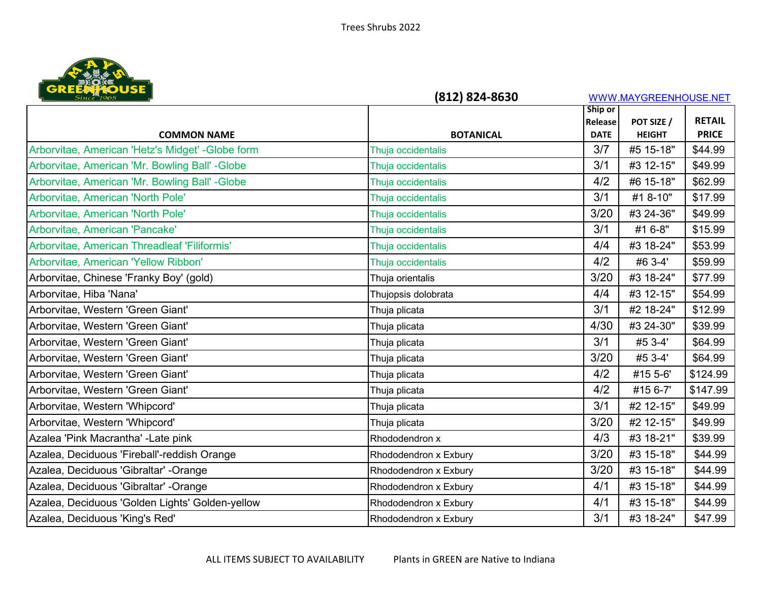Trees Shrubs 2022

(812) 824-8630 WWW.MAYGREENHOUSE.NET

| COMMON NAME | BOTANICAL | Ship or Release DATE | POT SIZE / HEIGHT | RETAIL PRICE |
|---|---|---|---|---|
| Arborvitae, American 'Hetz's Midget' -Globe form | Thuja occidentalis | 3/7 | #5 15-18" | $44.99 |
| Arborvitae, American 'Mr. Bowling Ball' -Globe | Thuja occidentalis | 3/1 | #3 12-15" | $49.99 |
| Arborvitae, American 'Mr. Bowling Ball' -Globe | Thuja occidentalis | 4/2 | #6 15-18" | $62.99 |
| Arborvitae, American 'North Pole' | Thuja occidentalis | 3/1 | #1 8-10" | $17.99 |
| Arborvitae, American 'North Pole' | Thuja occidentalis | 3/20 | #3 24-36" | $49.99 |
| Arborvitae, American 'Pancake' | Thuja occidentalis | 3/1 | #1 6-8" | $15.99 |
| Arborvitae, American Threadleaf 'Filiformis' | Thuja occidentalis | 4/4 | #3 18-24" | $53.99 |
| Arborvitae, American 'Yellow Ribbon' | Thuja occidentalis | 4/2 | #6 3-4' | $59.99 |
| Arborvitae, Chinese 'Franky Boy' (gold) | Thuja orientalis | 3/20 | #3 18-24" | $77.99 |
| Arborvitae, Hiba 'Nana' | Thujopsis dolobrata | 4/4 | #3 12-15" | $54.99 |
| Arborvitae, Western 'Green Giant' | Thuja plicata | 3/1 | #2 18-24" | $12.99 |
| Arborvitae, Western 'Green Giant' | Thuja plicata | 4/30 | #3 24-30" | $39.99 |
| Arborvitae, Western 'Green Giant' | Thuja plicata | 3/1 | #5 3-4' | $64.99 |
| Arborvitae, Western 'Green Giant' | Thuja plicata | 3/20 | #5 3-4' | $64.99 |
| Arborvitae, Western 'Green Giant' | Thuja plicata | 4/2 | #15 5-6' | $124.99 |
| Arborvitae, Western 'Green Giant' | Thuja plicata | 4/2 | #15 6-7' | $147.99 |
| Arborvitae, Western 'Whipcord' | Thuja plicata | 3/1 | #2 12-15" | $49.99 |
| Arborvitae, Western 'Whipcord' | Thuja plicata | 3/20 | #2 12-15" | $49.99 |
| Azalea 'Pink Macrantha' -Late pink | Rhododendron x | 4/3 | #3 18-21" | $39.99 |
| Azalea, Deciduous 'Fireball'-reddish Orange | Rhododendron x Exbury | 3/20 | #3 15-18" | $44.99 |
| Azalea, Deciduous 'Gibraltar' -Orange | Rhododendron x Exbury | 3/20 | #3 15-18" | $44.99 |
| Azalea, Deciduous 'Gibraltar' -Orange | Rhododendron x Exbury | 4/1 | #3 15-18" | $44.99 |
| Azalea, Deciduous 'Golden Lights' Golden-yellow | Rhododendron x Exbury | 4/1 | #3 15-18" | $44.99 |
| Azalea, Deciduous 'King's Red' | Rhododendron x Exbury | 3/1 | #3 18-24" | $47.99 |

ALL ITEMS SUBJECT TO AVAILABILITY Plants in GREEN are Native to Indiana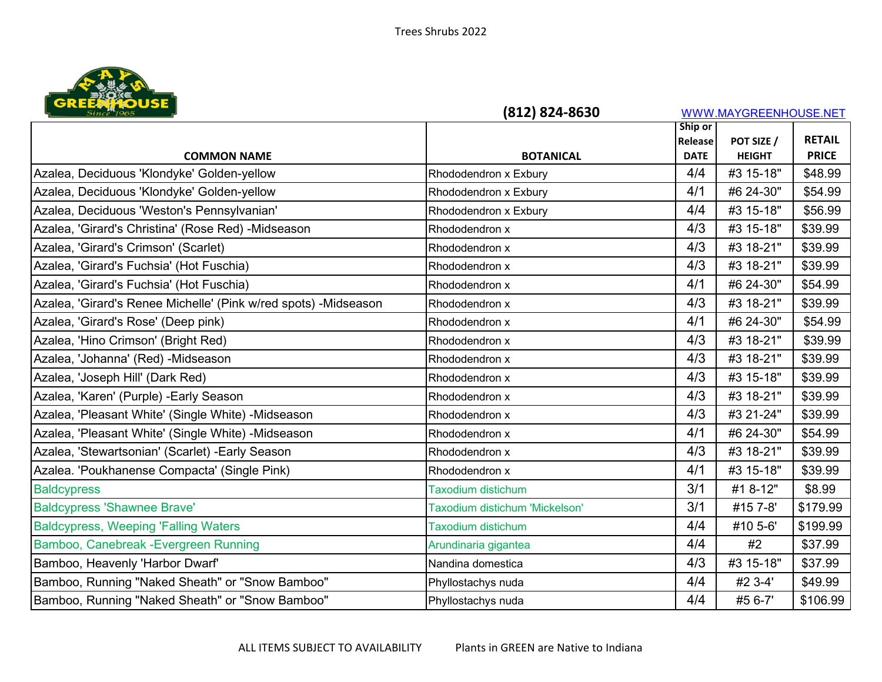(812) 824-8630 WWW.MAYGREENHOUSE.NET

| COMMON NAME | BOTANICAL | Ship or Release DATE | POT SIZE / HEIGHT | RETAIL PRICE |
|---|---|---|---|---|
| Azalea, Deciduous 'Klondyke' Golden-yellow | Rhododendron x Exbury | 4/4 | #3 15-18" | $48.99 |
| Azalea, Deciduous 'Klondyke' Golden-yellow | Rhododendron x Exbury | 4/1 | #6 24-30" | $54.99 |
| Azalea, Deciduous 'Weston's Pennsylvanian' | Rhododendron x Exbury | 4/4 | #3 15-18" | $56.99 |
| Azalea, 'Girard's Christina' (Rose Red) -Midseason | Rhododendron x | 4/3 | #3 15-18" | $39.99 |
| Azalea, 'Girard's Crimson' (Scarlet) | Rhododendron x | 4/3 | #3 18-21" | $39.99 |
| Azalea, 'Girard's Fuchsia' (Hot Fuschia) | Rhododendron x | 4/3 | #3 18-21" | $39.99 |
| Azalea, 'Girard's Fuchsia' (Hot Fuschia) | Rhododendron x | 4/1 | #6 24-30" | $54.99 |
| Azalea, 'Girard's Renee Michelle' (Pink w/red spots) -Midseason | Rhododendron x | 4/3 | #3 18-21" | $39.99 |
| Azalea, 'Girard's Rose' (Deep pink) | Rhododendron x | 4/1 | #6 24-30" | $54.99 |
| Azalea, 'Hino Crimson' (Bright Red) | Rhododendron x | 4/3 | #3 18-21" | $39.99 |
| Azalea, 'Johanna' (Red) -Midseason | Rhododendron x | 4/3 | #3 18-21" | $39.99 |
| Azalea, 'Joseph Hill' (Dark Red) | Rhododendron x | 4/3 | #3 15-18" | $39.99 |
| Azalea, 'Karen' (Purple) -Early Season | Rhododendron x | 4/3 | #3 18-21" | $39.99 |
| Azalea, 'Pleasant White' (Single White) -Midseason | Rhododendron x | 4/3 | #3 21-24" | $39.99 |
| Azalea, 'Pleasant White' (Single White) -Midseason | Rhododendron x | 4/1 | #6 24-30" | $54.99 |
| Azalea, 'Stewartsonian' (Scarlet) -Early Season | Rhododendron x | 4/3 | #3 18-21" | $39.99 |
| Azalea. 'Poukhanense Compacta' (Single Pink) | Rhododendron x | 4/1 | #3 15-18" | $39.99 |
| Baldcypress | Taxodium distichum | 3/1 | #1 8-12" | $8.99 |
| Baldcypress 'Shawnee Brave' | Taxodium distichum 'Mickelson' | 3/1 | #15 7-8' | $179.99 |
| Baldcypress, Weeping 'Falling Waters | Taxodium distichum | 4/4 | #10 5-6' | $199.99 |
| Bamboo, Canebreak -Evergreen Running | Arundinaria gigantea | 4/4 | #2 | $37.99 |
| Bamboo, Heavenly 'Harbor Dwarf' | Nandina domestica | 4/3 | #3 15-18" | $37.99 |
| Bamboo, Running "Naked Sheath" or "Snow Bamboo" | Phyllostachys nuda | 4/4 | #2 3-4' | $49.99 |
| Bamboo, Running "Naked Sheath" or "Snow Bamboo" | Phyllostachys nuda | 4/4 | #5 6-7' | $106.99 |

ALL ITEMS SUBJECT TO AVAILABILITY Plants in GREEN are Native to Indiana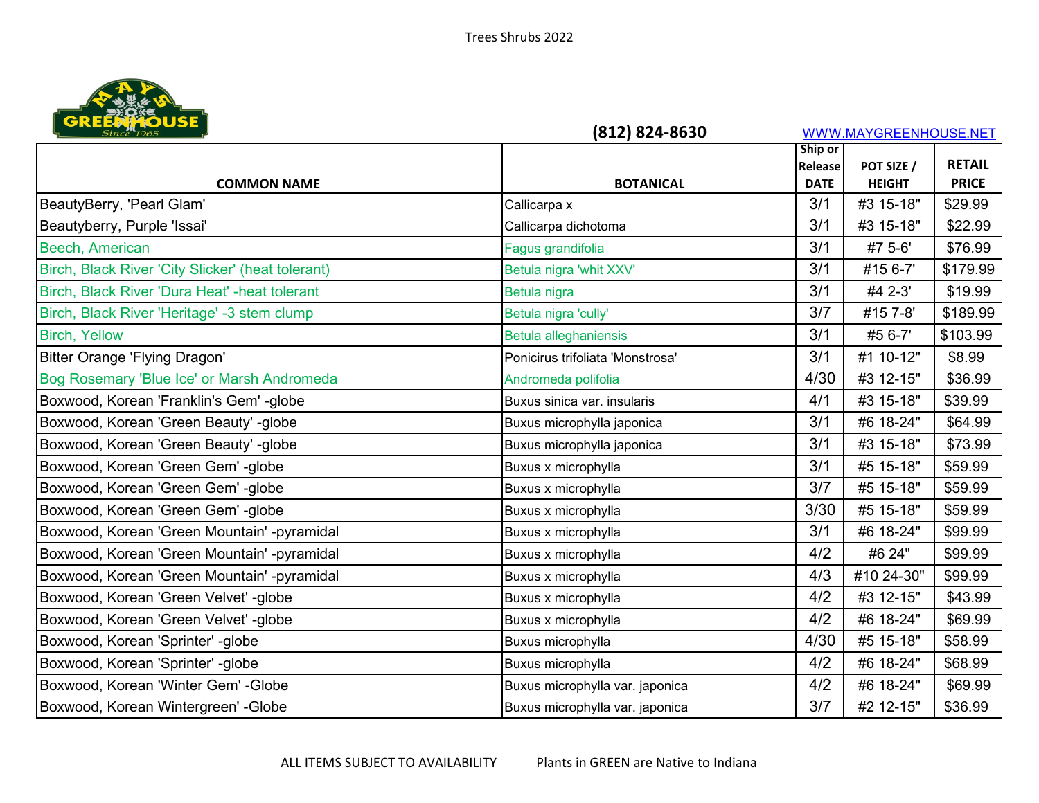Trees Shrubs 2022

MAYS GREENHOUSE Since 1965

**(812) 824-8630** WWW.MAYGREENHOUSE.NET

| COMMON NAME | BOTANICAL | Ship or Release DATE | POT SIZE / HEIGHT | RETAIL PRICE |
|---|---|---|---|---|
| BeautyBerry, 'Pearl Glam' | Callicarpa x | 3/1 | #3 15-18" | $29.99 |
| Beautyberry, Purple 'Issai' | Callicarpa dichotoma | 3/1 | #3 15-18" | $22.99 |
| Beech, American | Fagus grandifolia | 3/1 | #7 5-6' | $76.99 |
| Birch, Black River 'City Slicker' (heat tolerant) | Betula nigra 'whit XXV' | 3/1 | #15 6-7' | $179.99 |
| Birch, Black River 'Dura Heat' -heat tolerant | Betula nigra | 3/1 | #4 2-3' | $19.99 |
| Birch, Black River 'Heritage' -3 stem clump | Betula nigra 'cully' | 3/7 | #15 7-8' | $189.99 |
| Birch, Yellow | Betula alleghaniensis | 3/1 | #5 6-7' | $103.99 |
| Bitter Orange 'Flying Dragon' | Ponicirus trifoliata 'Monstrosa' | 3/1 | #1 10-12" | $8.99 |
| Bog Rosemary 'Blue Ice' or Marsh Andromeda | Andromeda polifolia | 4/30 | #3 12-15" | $36.99 |
| Boxwood, Korean 'Franklin's Gem' -globe | Buxus sinica var. insularis | 4/1 | #3 15-18" | $39.99 |
| Boxwood, Korean 'Green Beauty' -globe | Buxus microphylla japonica | 3/1 | #6 18-24" | $64.99 |
| Boxwood, Korean 'Green Beauty' -globe | Buxus microphylla japonica | 3/1 | #3 15-18" | $73.99 |
| Boxwood, Korean 'Green Gem' -globe | Buxus x microphylla | 3/1 | #5 15-18" | $59.99 |
| Boxwood, Korean 'Green Gem' -globe | Buxus x microphylla | 3/7 | #5 15-18" | $59.99 |
| Boxwood, Korean 'Green Gem' -globe | Buxus x microphylla | 3/30 | #5 15-18" | $59.99 |
| Boxwood, Korean 'Green Mountain' -pyramidal | Buxus x microphylla | 3/1 | #6 18-24" | $99.99 |
| Boxwood, Korean 'Green Mountain' -pyramidal | Buxus x microphylla | 4/2 | #6 24" | $99.99 |
| Boxwood, Korean 'Green Mountain' -pyramidal | Buxus x microphylla | 4/3 | #10 24-30" | $99.99 |
| Boxwood, Korean 'Green Velvet' -globe | Buxus x microphylla | 4/2 | #3 12-15" | $43.99 |
| Boxwood, Korean 'Green Velvet' -globe | Buxus x microphylla | 4/2 | #6 18-24" | $69.99 |
| Boxwood, Korean 'Sprinter' -globe | Buxus microphylla | 4/30 | #5 15-18" | $58.99 |
| Boxwood, Korean 'Sprinter' -globe | Buxus microphylla | 4/2 | #6 18-24" | $68.99 |
| Boxwood, Korean 'Winter Gem' -Globe | Buxus microphylla var. japonica | 4/2 | #6 18-24" | $69.99 |
| Boxwood, Korean Wintergreen' -Globe | Buxus microphylla var. japonica | 3/7 | #2 12-15" | $36.99 |

ALL ITEMS SUBJECT TO AVAILABILITY Plants in GREEN are Native to Indiana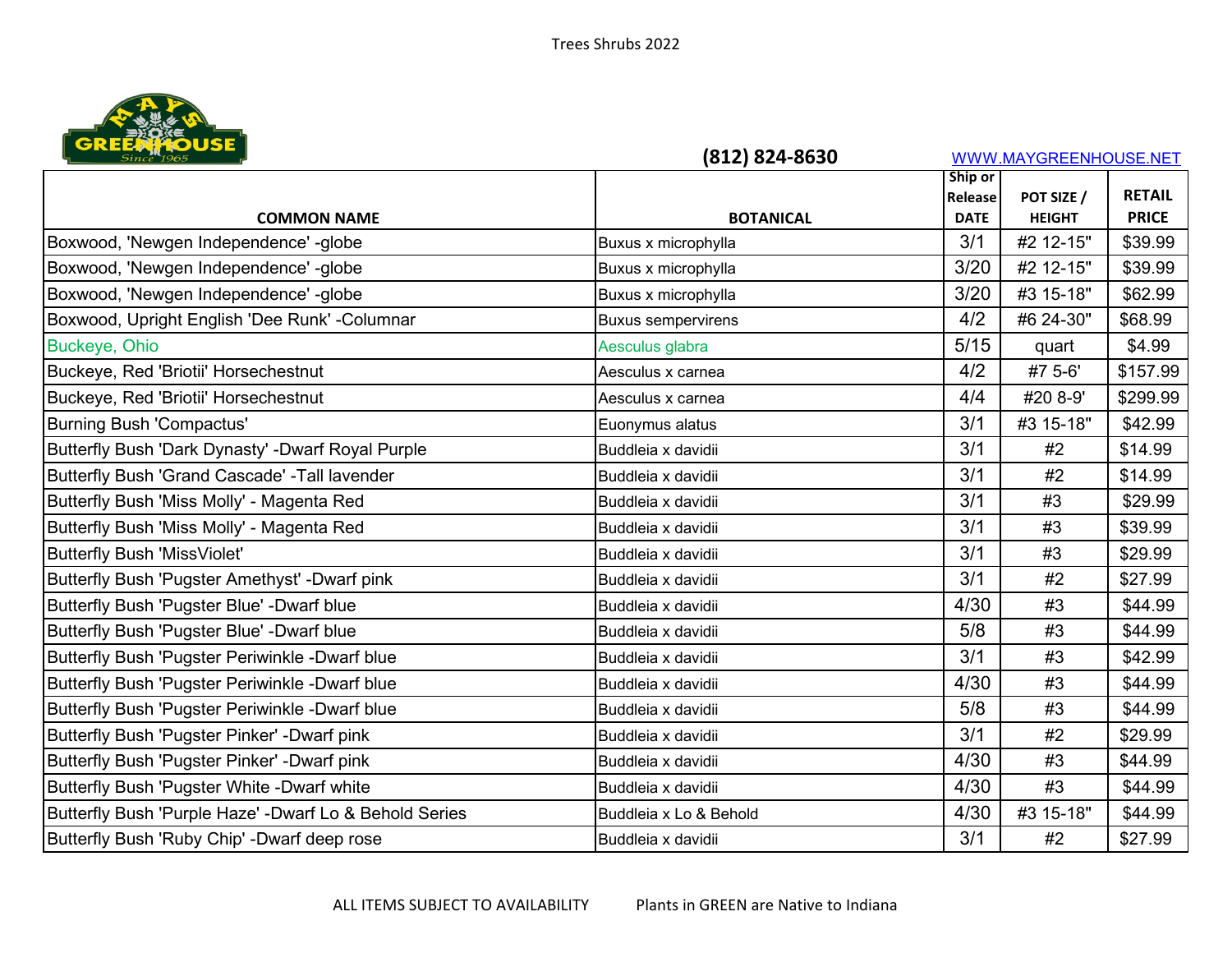(812) 824-8630 WWW.MAYGREENHOUSE.NET

| COMMON NAME | BOTANICAL | Ship or Release DATE | POT SIZE / HEIGHT | RETAIL PRICE |
|---|---|---|---|---|
| Boxwood, 'Newgen Independence' -globe | Buxus x microphylla | 3/1 | #2 12-15" | $39.99 |
| Boxwood, 'Newgen Independence' -globe | Buxus x microphylla | 3/20 | #2 12-15" | $39.99 |
| Boxwood, 'Newgen Independence' -globe | Buxus x microphylla | 3/20 | #3 15-18" | $62.99 |
| Boxwood, Upright English 'Dee Runk' -Columnar | Buxus sempervirens | 4/2 | #6 24-30" | $68.99 |
| Buckeye, Ohio | Aesculus glabra | 5/15 | quart | $4.99 |
| Buckeye, Red 'Briotii' Horsechestnut | Aesculus x carnea | 4/2 | #7 5-6' | $157.99 |
| Buckeye, Red 'Briotii' Horsechestnut | Aesculus x carnea | 4/4 | #20 8-9' | $299.99 |
| Burning Bush 'Compactus' | Euonymus alatus | 3/1 | #3 15-18" | $42.99 |
| Butterfly Bush 'Dark Dynasty' -Dwarf Royal Purple | Buddleia x davidii | 3/1 | #2 | $14.99 |
| Butterfly Bush 'Grand Cascade' -Tall lavender | Buddleia x davidii | 3/1 | #2 | $14.99 |
| Butterfly Bush 'Miss Molly' - Magenta Red | Buddleia x davidii | 3/1 | #3 | $29.99 |
| Butterfly Bush 'Miss Molly' - Magenta Red | Buddleia x davidii | 3/1 | #3 | $39.99 |
| Butterfly Bush 'MissViolet' | Buddleia x davidii | 3/1 | #3 | $29.99 |
| Butterfly Bush 'Pugster Amethyst' -Dwarf pink | Buddleia x davidii | 3/1 | #2 | $27.99 |
| Butterfly Bush 'Pugster Blue' -Dwarf blue | Buddleia x davidii | 4/30 | #3 | $44.99 |
| Butterfly Bush 'Pugster Blue' -Dwarf blue | Buddleia x davidii | 5/8 | #3 | $44.99 |
| Butterfly Bush 'Pugster Periwinkle -Dwarf blue | Buddleia x davidii | 3/1 | #3 | $42.99 |
| Butterfly Bush 'Pugster Periwinkle -Dwarf blue | Buddleia x davidii | 4/30 | #3 | $44.99 |
| Butterfly Bush 'Pugster Periwinkle -Dwarf blue | Buddleia x davidii | 5/8 | #3 | $44.99 |
| Butterfly Bush 'Pugster Pinker' -Dwarf pink | Buddleia x davidii | 3/1 | #2 | $29.99 |
| Butterfly Bush 'Pugster Pinker' -Dwarf pink | Buddleia x davidii | 4/30 | #3 | $44.99 |
| Butterfly Bush 'Pugster White -Dwarf white | Buddleia x davidii | 4/30 | #3 | $44.99 |
| Butterfly Bush 'Purple Haze' -Dwarf Lo & Behold Series | Buddleia x Lo & Behold | 4/30 | #3 15-18" | $44.99 |
| Butterfly Bush 'Ruby Chip' -Dwarf deep rose | Buddleia x davidii | 3/1 | #2 | $27.99 |

ALL ITEMS SUBJECT TO AVAILABILITY    Plants in GREEN are Native to Indiana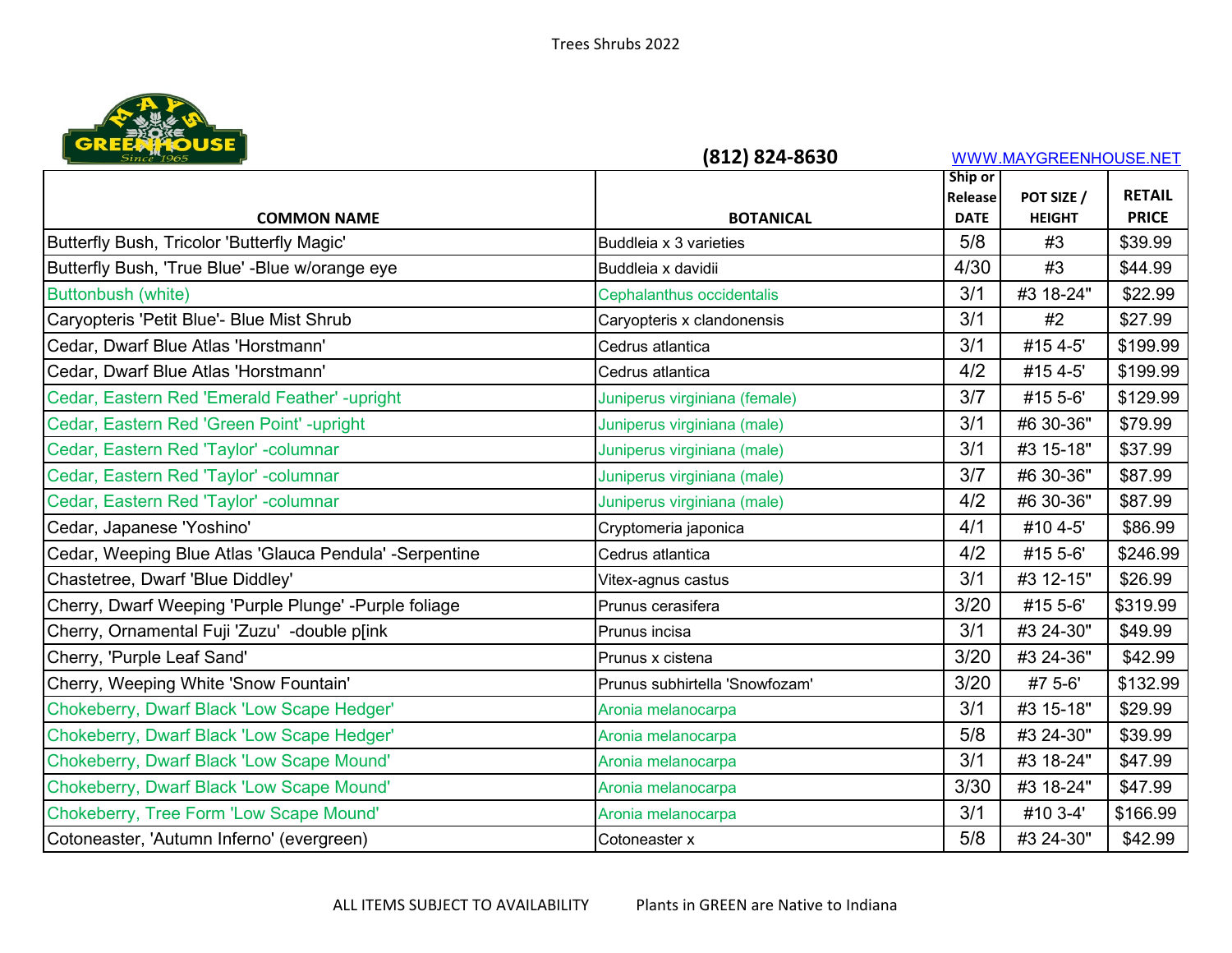Trees Shrubs 2022

MAYS GREENHOUSE Since 1965

**(812) 824-8630** WWW.MAYGREENHOUSE.NET

| COMMON NAME | BOTANICAL | Ship or Release DATE | POT SIZE / HEIGHT | RETAIL PRICE |
|---|---|---|---|---|
| Butterfly Bush, Tricolor 'Butterfly Magic' | Buddleia x 3 varieties | 5/8 | #3 | $39.99 |
| Butterfly Bush, 'True Blue' -Blue w/orange eye | Buddleia x davidii | 4/30 | #3 | $44.99 |
| Buttonbush (white) | Cephalanthus occidentalis | 3/1 | #3 18-24" | $22.99 |
| Caryopteris 'Petit Blue'- Blue Mist Shrub | Caryopteris x clandonensis | 3/1 | #2 | $27.99 |
| Cedar, Dwarf Blue Atlas 'Horstmann' | Cedrus atlantica | 3/1 | #15 4-5' | $199.99 |
| Cedar, Dwarf Blue Atlas 'Horstmann' | Cedrus atlantica | 4/2 | #15 4-5' | $199.99 |
| Cedar, Eastern Red 'Emerald Feather' -upright | Juniperus virginiana (female) | 3/7 | #15 5-6' | $129.99 |
| Cedar, Eastern Red 'Green Point' -upright | Juniperus virginiana (male) | 3/1 | #6 30-36" | $79.99 |
| Cedar, Eastern Red 'Taylor' -columnar | Juniperus virginiana (male) | 3/1 | #3 15-18" | $37.99 |
| Cedar, Eastern Red 'Taylor' -columnar | Juniperus virginiana (male) | 3/7 | #6 30-36" | $87.99 |
| Cedar, Eastern Red 'Taylor' -columnar | Juniperus virginiana (male) | 4/2 | #6 30-36" | $87.99 |
| Cedar, Japanese 'Yoshino' | Cryptomeria japonica | 4/1 | #10 4-5' | $86.99 |
| Cedar, Weeping Blue Atlas 'Glauca Pendula' -Serpentine | Cedrus atlantica | 4/2 | #15 5-6' | $246.99 |
| Chastetree, Dwarf 'Blue Diddley' | Vitex-agnus castus | 3/1 | #3 12-15" | $26.99 |
| Cherry, Dwarf Weeping 'Purple Plunge' -Purple foliage | Prunus cerasifera | 3/20 | #15 5-6' | $319.99 |
| Cherry, Ornamental Fuji 'Zuzu' -double p[ink | Prunus incisa | 3/1 | #3 24-30" | $49.99 |
| Cherry, 'Purple Leaf Sand' | Prunus x cistena | 3/20 | #3 24-36" | $42.99 |
| Cherry, Weeping White 'Snow Fountain' | Prunus subhirtella 'Snowfozam' | 3/20 | #7 5-6' | $132.99 |
| Chokeberry, Dwarf Black 'Low Scape Hedger' | Aronia melanocarpa | 3/1 | #3 15-18" | $29.99 |
| Chokeberry, Dwarf Black 'Low Scape Hedger' | Aronia melanocarpa | 5/8 | #3 24-30" | $39.99 |
| Chokeberry, Dwarf Black 'Low Scape Mound' | Aronia melanocarpa | 3/1 | #3 18-24" | $47.99 |
| Chokeberry, Dwarf Black 'Low Scape Mound' | Aronia melanocarpa | 3/30 | #3 18-24" | $47.99 |
| Chokeberry, Tree Form 'Low Scape Mound' | Aronia melanocarpa | 3/1 | #10 3-4' | $166.99 |
| Cotoneaster, 'Autumn Inferno' (evergreen) | Cotoneaster x | 5/8 | #3 24-30" | $42.99 |

ALL ITEMS SUBJECT TO AVAILABILITY Plants in GREEN are Native to Indiana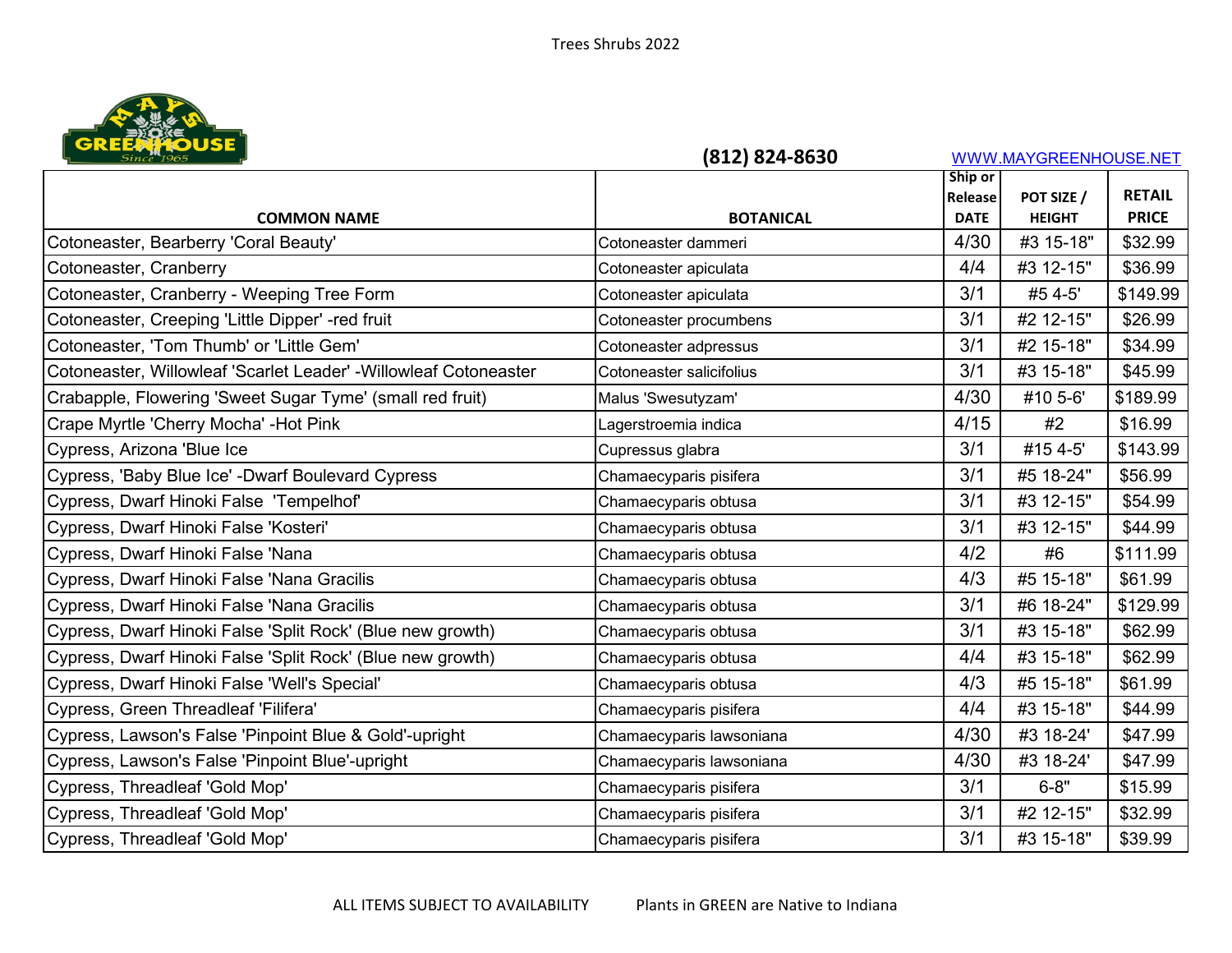(812) 824-8630 WWW.MAYGREENHOUSE.NET

| COMMON NAME | BOTANICAL | Ship or Release DATE | POT SIZE / HEIGHT | RETAIL PRICE |
|---|---|---|---|---|
| Cotoneaster, Bearberry 'Coral Beauty' | Cotoneaster dammeri | 4/30 | #3 15-18" | $32.99 |
| Cotoneaster, Cranberry | Cotoneaster apiculata | 4/4 | #3 12-15" | $36.99 |
| Cotoneaster, Cranberry - Weeping Tree Form | Cotoneaster apiculata | 3/1 | #5 4-5' | $149.99 |
| Cotoneaster, Creeping 'Little Dipper' -red fruit | Cotoneaster procumbens | 3/1 | #2 12-15" | $26.99 |
| Cotoneaster, 'Tom Thumb' or 'Little Gem' | Cotoneaster adpressus | 3/1 | #2 15-18" | $34.99 |
| Cotoneaster, Willowleaf 'Scarlet Leader' -Willowleaf Cotoneaster | Cotoneaster salicifolius | 3/1 | #3 15-18" | $45.99 |
| Crabapple, Flowering 'Sweet Sugar Tyme' (small red fruit) | Malus 'Swesutyzam' | 4/30 | #10 5-6' | $189.99 |
| Crape Myrtle 'Cherry Mocha' -Hot Pink | Lagerstroemia indica | 4/15 | #2 | $16.99 |
| Cypress, Arizona 'Blue Ice | Cupressus glabra | 3/1 | #15 4-5' | $143.99 |
| Cypress, 'Baby Blue Ice' -Dwarf Boulevard Cypress | Chamaecyparis pisifera | 3/1 | #5 18-24" | $56.99 |
| Cypress, Dwarf Hinoki False 'Tempelhof' | Chamaecyparis obtusa | 3/1 | #3 12-15" | $54.99 |
| Cypress, Dwarf Hinoki False 'Kosteri' | Chamaecyparis obtusa | 3/1 | #3 12-15" | $44.99 |
| Cypress, Dwarf Hinoki False 'Nana | Chamaecyparis obtusa | 4/2 | #6 | $111.99 |
| Cypress, Dwarf Hinoki False 'Nana Gracilis | Chamaecyparis obtusa | 4/3 | #5 15-18" | $61.99 |
| Cypress, Dwarf Hinoki False 'Nana Gracilis | Chamaecyparis obtusa | 3/1 | #6 18-24" | $129.99 |
| Cypress, Dwarf Hinoki False 'Split Rock' (Blue new growth) | Chamaecyparis obtusa | 3/1 | #3 15-18" | $62.99 |
| Cypress, Dwarf Hinoki False 'Split Rock' (Blue new growth) | Chamaecyparis obtusa | 4/4 | #3 15-18" | $62.99 |
| Cypress, Dwarf Hinoki False 'Well's Special' | Chamaecyparis obtusa | 4/3 | #5 15-18" | $61.99 |
| Cypress, Green Threadleaf 'Filifera' | Chamaecyparis pisifera | 4/4 | #3 15-18" | $44.99 |
| Cypress, Lawson's False 'Pinpoint Blue & Gold'-upright | Chamaecyparis lawsoniana | 4/30 | #3 18-24' | $47.99 |
| Cypress, Lawson's False 'Pinpoint Blue'-upright | Chamaecyparis lawsoniana | 4/30 | #3 18-24' | $47.99 |
| Cypress, Threadleaf 'Gold Mop' | Chamaecyparis pisifera | 3/1 | 6-8" | $15.99 |
| Cypress, Threadleaf 'Gold Mop' | Chamaecyparis pisifera | 3/1 | #2 12-15" | $32.99 |
| Cypress, Threadleaf 'Gold Mop' | Chamaecyparis pisifera | 3/1 | #3 15-18" | $39.99 |

ALL ITEMS SUBJECT TO AVAILABILITY Plants in GREEN are Native to Indiana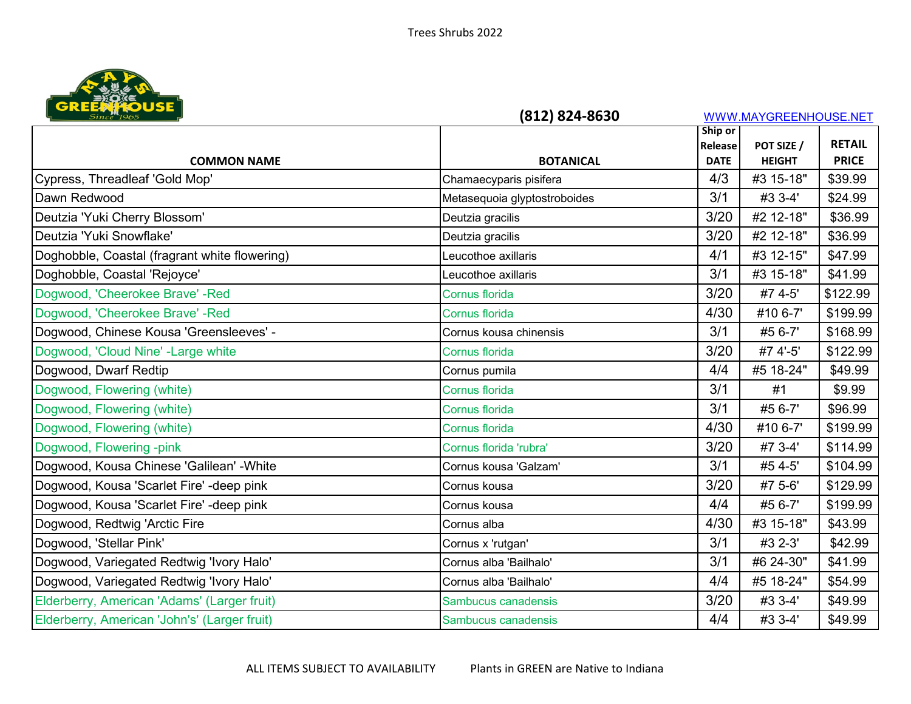Trees Shrubs 2022

MAYS GREENHOUSE Since 1965

**(812) 824-8630** WWW.MAYGREENHOUSE.NET

| COMMON NAME | BOTANICAL | Ship or Release DATE | POT SIZE / HEIGHT | RETAIL PRICE |
|---|---|---|---|---|
| Cypress, Threadleaf 'Gold Mop' | Chamaecyparis pisifera | 4/3 | #3 15-18" | $39.99 |
| Dawn Redwood | Metasequoia glyptostroboides | 3/1 | #3 3-4' | $24.99 |
| Deutzia 'Yuki Cherry Blossom' | Deutzia gracilis | 3/20 | #2 12-18" | $36.99 |
| Deutzia 'Yuki Snowflake' | Deutzia gracilis | 3/20 | #2 12-18" | $36.99 |
| Doghobble, Coastal (fragrant white flowering) | Leucothoe axillaris | 4/1 | #3 12-15" | $47.99 |
| Doghobble, Coastal 'Rejoyce' | Leucothoe axillaris | 3/1 | #3 15-18" | $41.99 |
| Dogwood, 'Cheerokee Brave' -Red | Cornus florida | 3/20 | #7 4-5' | $122.99 |
| Dogwood, 'Cheerokee Brave' -Red | Cornus florida | 4/30 | #10 6-7' | $199.99 |
| Dogwood, Chinese Kousa 'Greensleeves' - | Cornus kousa chinensis | 3/1 | #5 6-7' | $168.99 |
| Dogwood, 'Cloud Nine' -Large white | Cornus florida | 3/20 | #7 4'-5' | $122.99 |
| Dogwood, Dwarf Redtip | Cornus pumila | 4/4 | #5 18-24" | $49.99 |
| Dogwood, Flowering (white) | Cornus florida | 3/1 | #1 | $9.99 |
| Dogwood, Flowering (white) | Cornus florida | 3/1 | #5 6-7' | $96.99 |
| Dogwood, Flowering (white) | Cornus florida | 4/30 | #10 6-7' | $199.99 |
| Dogwood, Flowering -pink | Cornus florida 'rubra' | 3/20 | #7 3-4' | $114.99 |
| Dogwood, Kousa Chinese 'Galilean' -White | Cornus kousa 'Galzam' | 3/1 | #5 4-5' | $104.99 |
| Dogwood, Kousa 'Scarlet Fire' -deep pink | Cornus kousa | 3/20 | #7 5-6' | $129.99 |
| Dogwood, Kousa 'Scarlet Fire' -deep pink | Cornus kousa | 4/4 | #5 6-7' | $199.99 |
| Dogwood, Redtwig 'Arctic Fire | Cornus alba | 4/30 | #3 15-18" | $43.99 |
| Dogwood, 'Stellar Pink' | Cornus x 'rutgan' | 3/1 | #3 2-3' | $42.99 |
| Dogwood, Variegated Redtwig 'Ivory Halo' | Cornus alba 'Bailhalo' | 3/1 | #6 24-30" | $41.99 |
| Dogwood, Variegated Redtwig 'Ivory Halo' | Cornus alba 'Bailhalo' | 4/4 | #5 18-24" | $54.99 |
| Elderberry, American 'Adams' (Larger fruit) | Sambucus canadensis | 3/20 | #3 3-4' | $49.99 |
| Elderberry, American 'John's' (Larger fruit) | Sambucus canadensis | 4/4 | #3 3-4' | $49.99 |

ALL ITEMS SUBJECT TO AVAILABILITY Plants in GREEN are Native to Indiana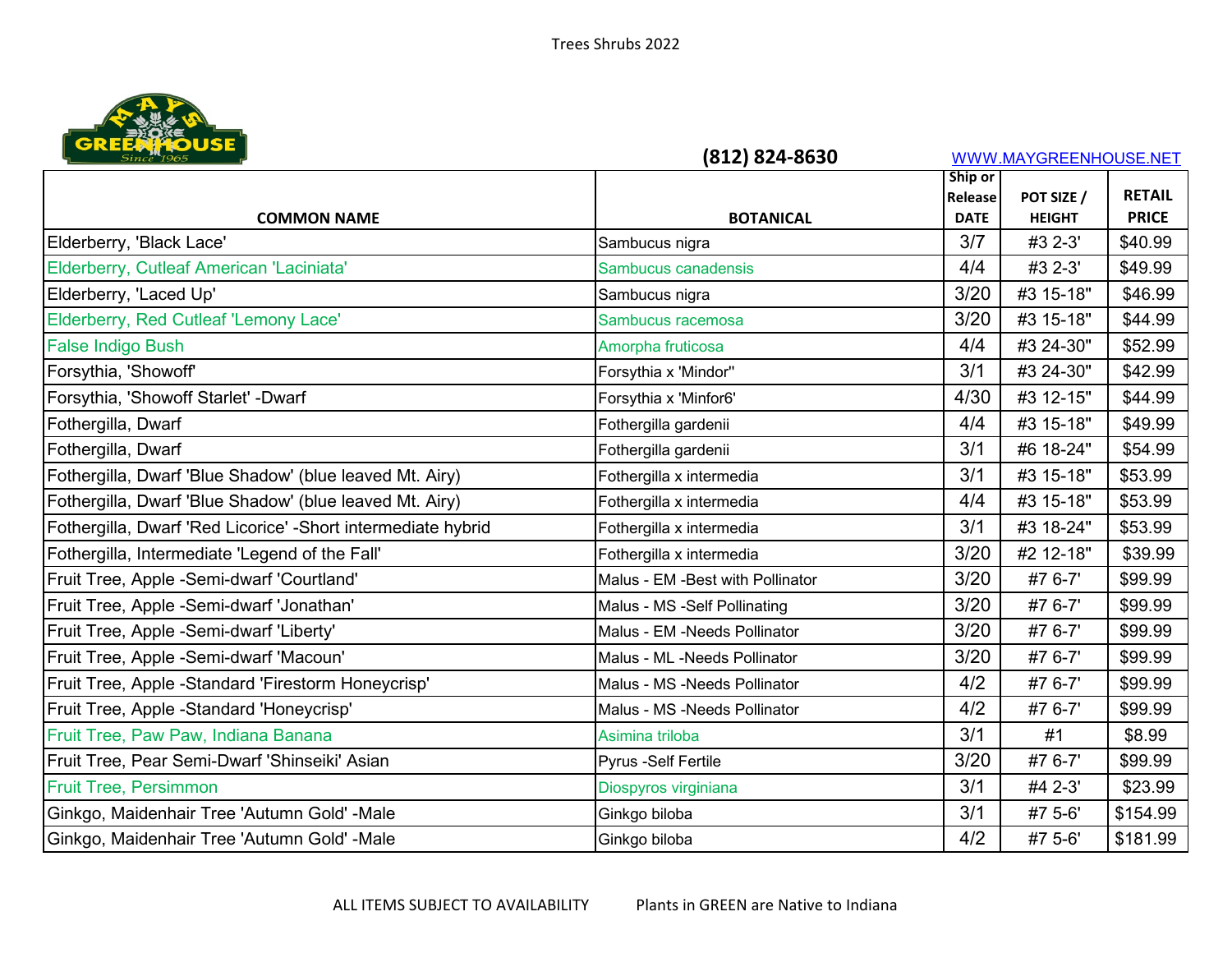(812) 824-8630 WWW.MAYGREENHOUSE.NET

| COMMON NAME | BOTANICAL | Ship or Release DATE | POT SIZE / HEIGHT | RETAIL PRICE |
|---|---|---|---|---|
| Elderberry, 'Black Lace' | Sambucus nigra | 3/7 | #3 2-3' | $40.99 |
| Elderberry, Cutleaf American 'Laciniata' | Sambucus canadensis | 4/4 | #3 2-3' | $49.99 |
| Elderberry, 'Laced Up' | Sambucus nigra | 3/20 | #3 15-18" | $46.99 |
| Elderberry, Red Cutleaf 'Lemony Lace' | Sambucus racemosa | 3/20 | #3 15-18" | $44.99 |
| False Indigo Bush | Amorpha fruticosa | 4/4 | #3 24-30" | $52.99 |
| Forsythia, 'Showoff' | Forsythia x 'Mindor'' | 3/1 | #3 24-30" | $42.99 |
| Forsythia, 'Showoff Starlet' -Dwarf | Forsythia x 'Minfor6' | 4/30 | #3 12-15" | $44.99 |
| Fothergilla, Dwarf | Fothergilla gardenii | 4/4 | #3 15-18" | $49.99 |
| Fothergilla, Dwarf | Fothergilla gardenii | 3/1 | #6 18-24" | $54.99 |
| Fothergilla, Dwarf 'Blue Shadow' (blue leaved Mt. Airy) | Fothergilla x intermedia | 3/1 | #3 15-18" | $53.99 |
| Fothergilla, Dwarf 'Blue Shadow' (blue leaved Mt. Airy) | Fothergilla x intermedia | 4/4 | #3 15-18" | $53.99 |
| Fothergilla, Dwarf 'Red Licorice' -Short intermediate hybrid | Fothergilla x intermedia | 3/1 | #3 18-24" | $53.99 |
| Fothergilla, Intermediate 'Legend of the Fall' | Fothergilla x intermedia | 3/20 | #2 12-18" | $39.99 |
| Fruit Tree, Apple -Semi-dwarf 'Courtland' | Malus - EM -Best with Pollinator | 3/20 | #7 6-7' | $99.99 |
| Fruit Tree, Apple -Semi-dwarf 'Jonathan' | Malus - MS -Self Pollinating | 3/20 | #7 6-7' | $99.99 |
| Fruit Tree, Apple -Semi-dwarf 'Liberty' | Malus - EM -Needs Pollinator | 3/20 | #7 6-7' | $99.99 |
| Fruit Tree, Apple -Semi-dwarf 'Macoun' | Malus - ML -Needs Pollinator | 3/20 | #7 6-7' | $99.99 |
| Fruit Tree, Apple -Standard 'Firestorm Honeycrisp' | Malus - MS -Needs Pollinator | 4/2 | #7 6-7' | $99.99 |
| Fruit Tree, Apple -Standard 'Honeycrisp' | Malus - MS -Needs Pollinator | 4/2 | #7 6-7' | $99.99 |
| Fruit Tree, Paw Paw, Indiana Banana | Asimina triloba | 3/1 | #1 | $8.99 |
| Fruit Tree, Pear Semi-Dwarf 'Shinseiki' Asian | Pyrus -Self Fertile | 3/20 | #7 6-7' | $99.99 |
| Fruit Tree, Persimmon | Diospyros virginiana | 3/1 | #4 2-3' | $23.99 |
| Ginkgo, Maidenhair Tree 'Autumn Gold' -Male | Ginkgo biloba | 3/1 | #7 5-6' | $154.99 |
| Ginkgo, Maidenhair Tree 'Autumn Gold' -Male | Ginkgo biloba | 4/2 | #7 5-6' | $181.99 |

ALL ITEMS SUBJECT TO AVAILABILITY Plants in GREEN are Native to Indiana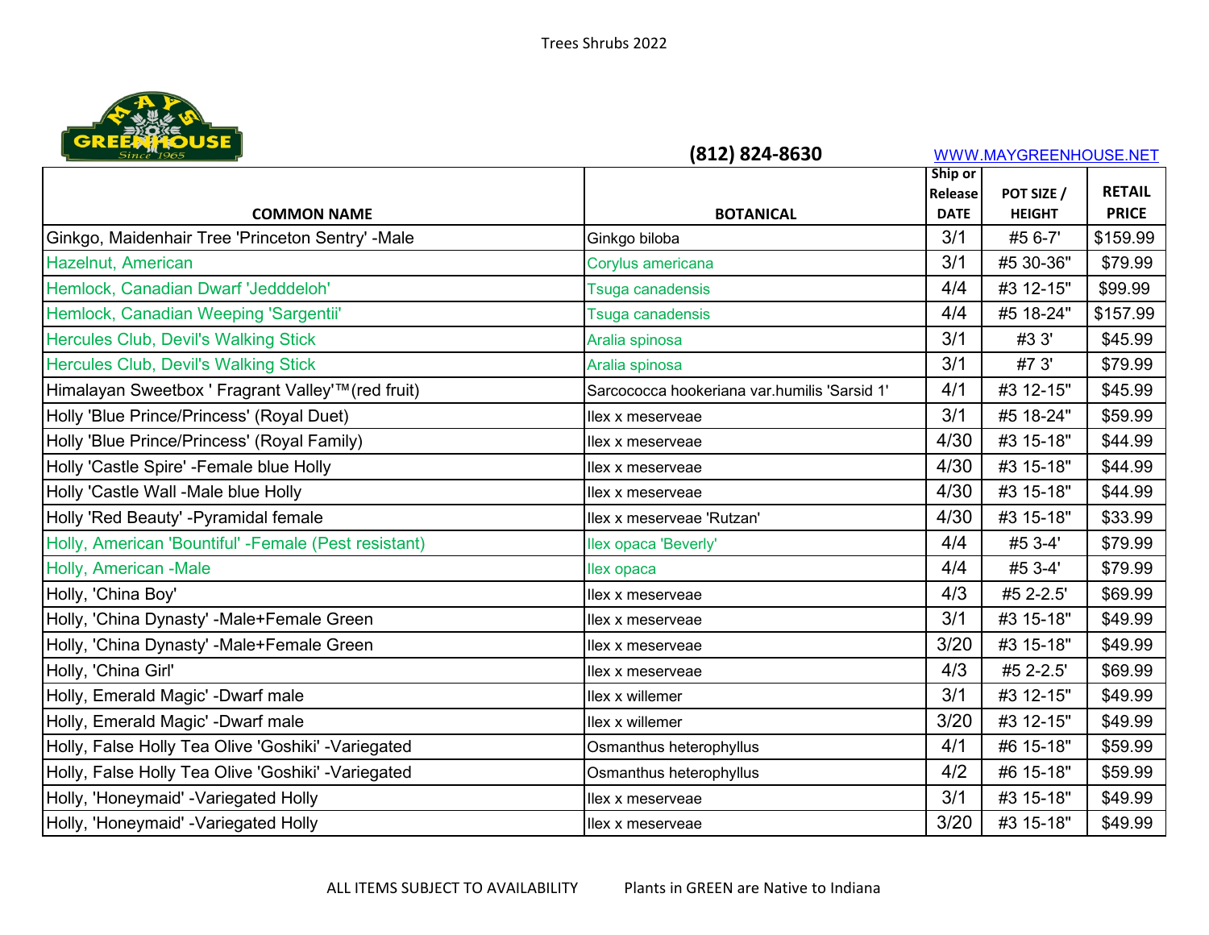Trees Shrubs 2022

MAYS GREENHOUSE Since 1965

**(812) 824-8630** WWW.MAYGREENHOUSE.NET

| COMMON NAME | BOTANICAL | Ship or Release DATE | POT SIZE / HEIGHT | RETAIL PRICE |
|---|---|---|---|---|
| Ginkgo, Maidenhair Tree 'Princeton Sentry' -Male | Ginkgo biloba | 3/1 | #5 6-7' | $159.99 |
| Hazelnut, American | Corylus americana | 3/1 | #5 30-36" | $79.99 |
| Hemlock, Canadian Dwarf 'Jedddeloh' | Tsuga canadensis | 4/4 | #3 12-15" | $99.99 |
| Hemlock, Canadian Weeping 'Sargentii' | Tsuga canadensis | 4/4 | #5 18-24" | $157.99 |
| Hercules Club, Devil's Walking Stick | Aralia spinosa | 3/1 | #3 3' | $45.99 |
| Hercules Club, Devil's Walking Stick | Aralia spinosa | 3/1 | #7 3' | $79.99 |
| Himalayan Sweetbox ' Fragrant Valley'™(red fruit) | Sarcococca hookeriana var.humilis 'Sarsid 1' | 4/1 | #3 12-15" | $45.99 |
| Holly 'Blue Prince/Princess' (Royal Duet) | Ilex x meserveae | 3/1 | #5 18-24" | $59.99 |
| Holly 'Blue Prince/Princess' (Royal Family) | Ilex x meserveae | 4/30 | #3 15-18" | $44.99 |
| Holly 'Castle Spire' -Female blue Holly | Ilex x meserveae | 4/30 | #3 15-18" | $44.99 |
| Holly 'Castle Wall -Male blue Holly | Ilex x meserveae | 4/30 | #3 15-18" | $44.99 |
| Holly 'Red Beauty' -Pyramidal female | Ilex x meserveae 'Rutzan' | 4/30 | #3 15-18" | $33.99 |
| Holly, American 'Bountiful' -Female (Pest resistant) | Ilex opaca 'Beverly' | 4/4 | #5 3-4' | $79.99 |
| Holly, American -Male | Ilex opaca | 4/4 | #5 3-4' | $79.99 |
| Holly, 'China Boy' | Ilex x meserveae | 4/3 | #5 2-2.5' | $69.99 |
| Holly, 'China Dynasty' -Male+Female Green | Ilex x meserveae | 3/1 | #3 15-18" | $49.99 |
| Holly, 'China Dynasty' -Male+Female Green | Ilex x meserveae | 3/20 | #3 15-18" | $49.99 |
| Holly, 'China Girl' | Ilex x meserveae | 4/3 | #5 2-2.5' | $69.99 |
| Holly, Emerald Magic' -Dwarf male | Ilex x willemer | 3/1 | #3 12-15" | $49.99 |
| Holly, Emerald Magic' -Dwarf male | Ilex x willemer | 3/20 | #3 12-15" | $49.99 |
| Holly, False Holly Tea Olive 'Goshiki' -Variegated | Osmanthus heterophyllus | 4/1 | #6 15-18" | $59.99 |
| Holly, False Holly Tea Olive 'Goshiki' -Variegated | Osmanthus heterophyllus | 4/2 | #6 15-18" | $59.99 |
| Holly, 'Honeymaid' -Variegated Holly | Ilex x meserveae | 3/1 | #3 15-18" | $49.99 |
| Holly, 'Honeymaid' -Variegated Holly | Ilex x meserveae | 3/20 | #3 15-18" | $49.99 |

ALL ITEMS SUBJECT TO AVAILABILITY     Plants in GREEN are Native to Indiana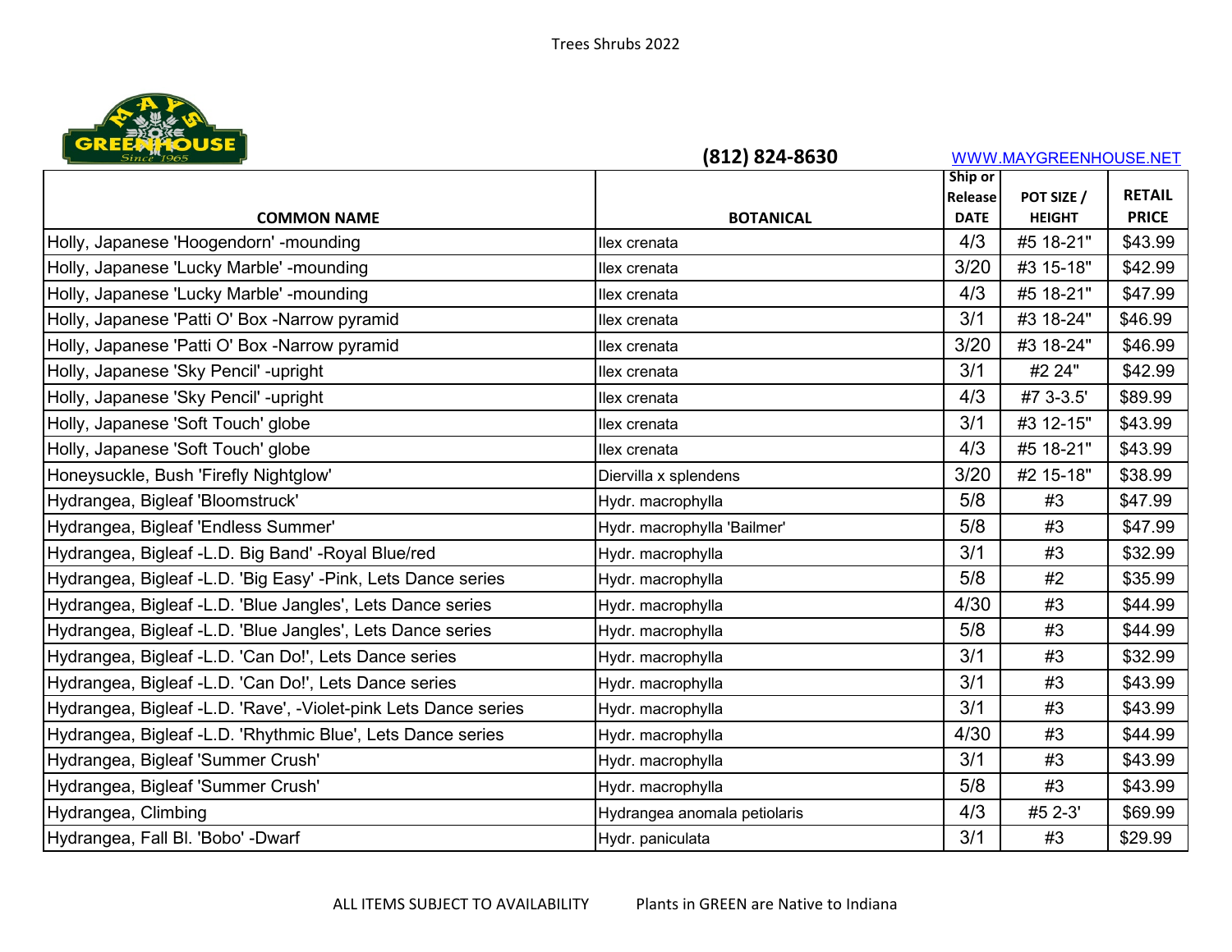(812) 824-8630 WWW.MAYGREENHOUSE.NET

| COMMON NAME | BOTANICAL | Ship or Release DATE | POT SIZE / HEIGHT | RETAIL PRICE |
|---|---|---|---|---|
| Holly, Japanese 'Hoogendorn' -mounding | Ilex crenata | 4/3 | #5 18-21" | $43.99 |
| Holly, Japanese 'Lucky Marble' -mounding | Ilex crenata | 3/20 | #3 15-18" | $42.99 |
| Holly, Japanese 'Lucky Marble' -mounding | Ilex crenata | 4/3 | #5 18-21" | $47.99 |
| Holly, Japanese 'Patti O' Box -Narrow pyramid | Ilex crenata | 3/1 | #3 18-24" | $46.99 |
| Holly, Japanese 'Patti O' Box -Narrow pyramid | Ilex crenata | 3/20 | #3 18-24" | $46.99 |
| Holly, Japanese 'Sky Pencil' -upright | Ilex crenata | 3/1 | #2 24" | $42.99 |
| Holly, Japanese 'Sky Pencil' -upright | Ilex crenata | 4/3 | #7 3-3.5' | $89.99 |
| Holly, Japanese 'Soft Touch' globe | Ilex crenata | 3/1 | #3 12-15" | $43.99 |
| Holly, Japanese 'Soft Touch' globe | Ilex crenata | 4/3 | #5 18-21" | $43.99 |
| Honeysuckle, Bush 'Firefly Nightglow' | Diervilla x splendens | 3/20 | #2 15-18" | $38.99 |
| Hydrangea, Bigleaf 'Bloomstruck' | Hydr. macrophylla | 5/8 | #3 | $47.99 |
| Hydrangea, Bigleaf 'Endless Summer' | Hydr. macrophylla 'Bailmer' | 5/8 | #3 | $47.99 |
| Hydrangea, Bigleaf -L.D. Big Band' -Royal Blue/red | Hydr. macrophylla | 3/1 | #3 | $32.99 |
| Hydrangea, Bigleaf -L.D. 'Big Easy' -Pink, Lets Dance series | Hydr. macrophylla | 5/8 | #2 | $35.99 |
| Hydrangea, Bigleaf -L.D. 'Blue Jangles', Lets Dance series | Hydr. macrophylla | 4/30 | #3 | $44.99 |
| Hydrangea, Bigleaf -L.D. 'Blue Jangles', Lets Dance series | Hydr. macrophylla | 5/8 | #3 | $44.99 |
| Hydrangea, Bigleaf -L.D. 'Can Do!', Lets Dance series | Hydr. macrophylla | 3/1 | #3 | $32.99 |
| Hydrangea, Bigleaf -L.D. 'Can Do!', Lets Dance series | Hydr. macrophylla | 3/1 | #3 | $43.99 |
| Hydrangea, Bigleaf -L.D. 'Rave', -Violet-pink Lets Dance series | Hydr. macrophylla | 3/1 | #3 | $43.99 |
| Hydrangea, Bigleaf -L.D. 'Rhythmic Blue', Lets Dance series | Hydr. macrophylla | 4/30 | #3 | $44.99 |
| Hydrangea, Bigleaf 'Summer Crush' | Hydr. macrophylla | 3/1 | #3 | $43.99 |
| Hydrangea, Bigleaf 'Summer Crush' | Hydr. macrophylla | 5/8 | #3 | $43.99 |
| Hydrangea, Climbing | Hydrangea anomala petiolaris | 4/3 | #5 2-3' | $69.99 |
| Hydrangea, Fall Bl. 'Bobo' -Dwarf | Hydr. paniculata | 3/1 | #3 | $29.99 |

ALL ITEMS SUBJECT TO AVAILABILITY     Plants in GREEN are Native to Indiana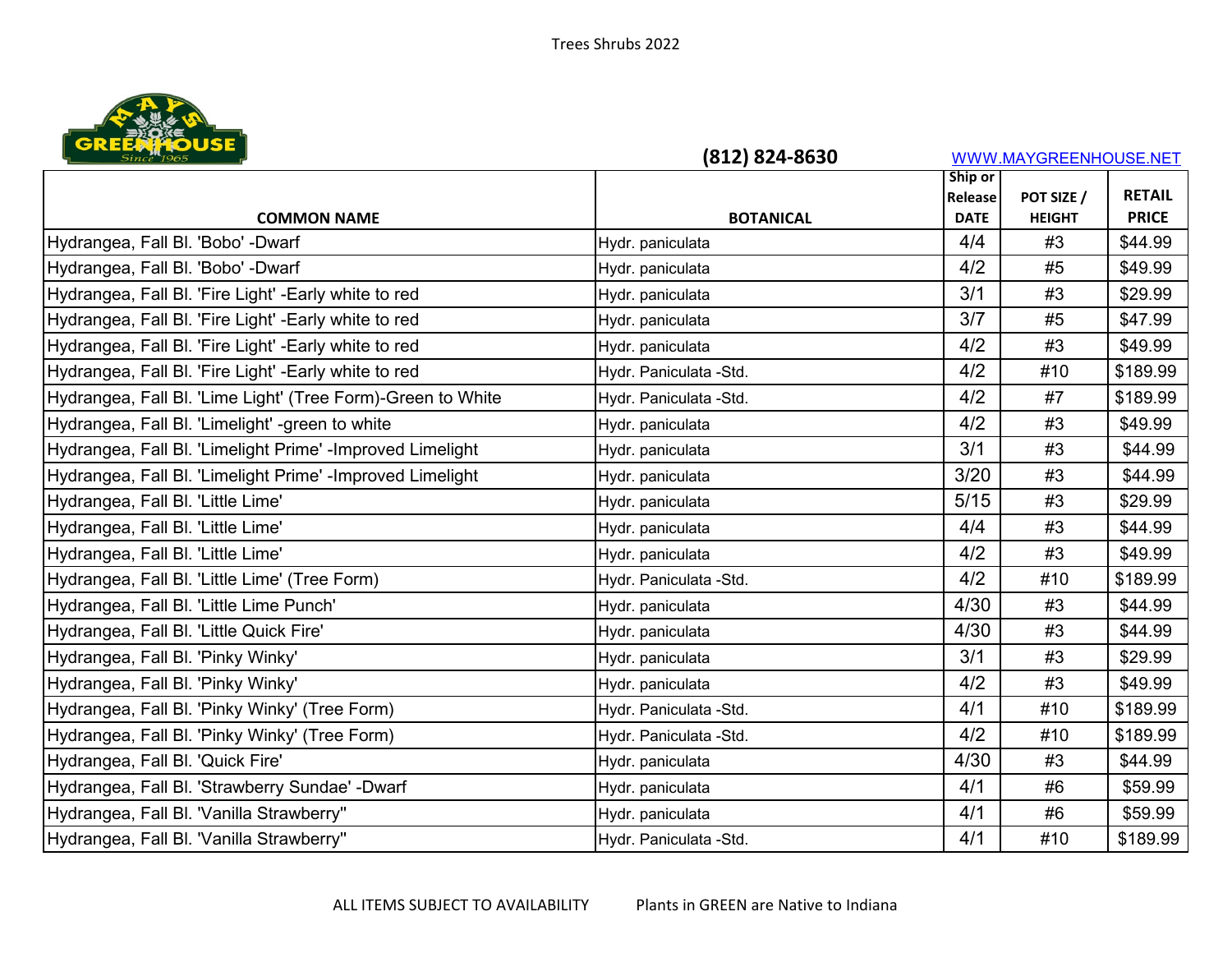Trees Shrubs 2022

MAYS GREENHOUSE Since 1965

**(812) 824-8630** WWW.MAYGREENHOUSE.NET

| COMMON NAME | BOTANICAL | Ship or Release DATE | POT SIZE / HEIGHT | RETAIL PRICE |
|---|---|---|---|---|
| Hydrangea, Fall Bl. 'Bobo' -Dwarf | Hydr. paniculata | 4/4 | #3 | $44.99 |
| Hydrangea, Fall Bl. 'Bobo' -Dwarf | Hydr. paniculata | 4/2 | #5 | $49.99 |
| Hydrangea, Fall Bl. 'Fire Light' -Early white to red | Hydr. paniculata | 3/1 | #3 | $29.99 |
| Hydrangea, Fall Bl. 'Fire Light' -Early white to red | Hydr. paniculata | 3/7 | #5 | $47.99 |
| Hydrangea, Fall Bl. 'Fire Light' -Early white to red | Hydr. paniculata | 4/2 | #3 | $49.99 |
| Hydrangea, Fall Bl. 'Fire Light' -Early white to red | Hydr. Paniculata -Std. | 4/2 | #10 | $189.99 |
| Hydrangea, Fall Bl. 'Lime Light' (Tree Form)-Green to White | Hydr. Paniculata -Std. | 4/2 | #7 | $189.99 |
| Hydrangea, Fall Bl. 'Limelight' -green to white | Hydr. paniculata | 4/2 | #3 | $49.99 |
| Hydrangea, Fall Bl. 'Limelight Prime' -Improved Limelight | Hydr. paniculata | 3/1 | #3 | $44.99 |
| Hydrangea, Fall Bl. 'Limelight Prime' -Improved Limelight | Hydr. paniculata | 3/20 | #3 | $44.99 |
| Hydrangea, Fall Bl. 'Little Lime' | Hydr. paniculata | 5/15 | #3 | $29.99 |
| Hydrangea, Fall Bl. 'Little Lime' | Hydr. paniculata | 4/4 | #3 | $44.99 |
| Hydrangea, Fall Bl. 'Little Lime' | Hydr. paniculata | 4/2 | #3 | $49.99 |
| Hydrangea, Fall Bl. 'Little Lime' (Tree Form) | Hydr. Paniculata -Std. | 4/2 | #10 | $189.99 |
| Hydrangea, Fall Bl. 'Little Lime Punch' | Hydr. paniculata | 4/30 | #3 | $44.99 |
| Hydrangea, Fall Bl. 'Little Quick Fire' | Hydr. paniculata | 4/30 | #3 | $44.99 |
| Hydrangea, Fall Bl. 'Pinky Winky' | Hydr. paniculata | 3/1 | #3 | $29.99 |
| Hydrangea, Fall Bl. 'Pinky Winky' | Hydr. paniculata | 4/2 | #3 | $49.99 |
| Hydrangea, Fall Bl. 'Pinky Winky' (Tree Form) | Hydr. Paniculata -Std. | 4/1 | #10 | $189.99 |
| Hydrangea, Fall Bl. 'Pinky Winky' (Tree Form) | Hydr. Paniculata -Std. | 4/2 | #10 | $189.99 |
| Hydrangea, Fall Bl. 'Quick Fire' | Hydr. paniculata | 4/30 | #3 | $44.99 |
| Hydrangea, Fall Bl. 'Strawberry Sundae' -Dwarf | Hydr. paniculata | 4/1 | #6 | $59.99 |
| Hydrangea, Fall Bl. 'Vanilla Strawberry'' | Hydr. paniculata | 4/1 | #6 | $59.99 |
| Hydrangea, Fall Bl. 'Vanilla Strawberry'' | Hydr. Paniculata -Std. | 4/1 | #10 | $189.99 |

ALL ITEMS SUBJECT TO AVAILABILITY Plants in GREEN are Native to Indiana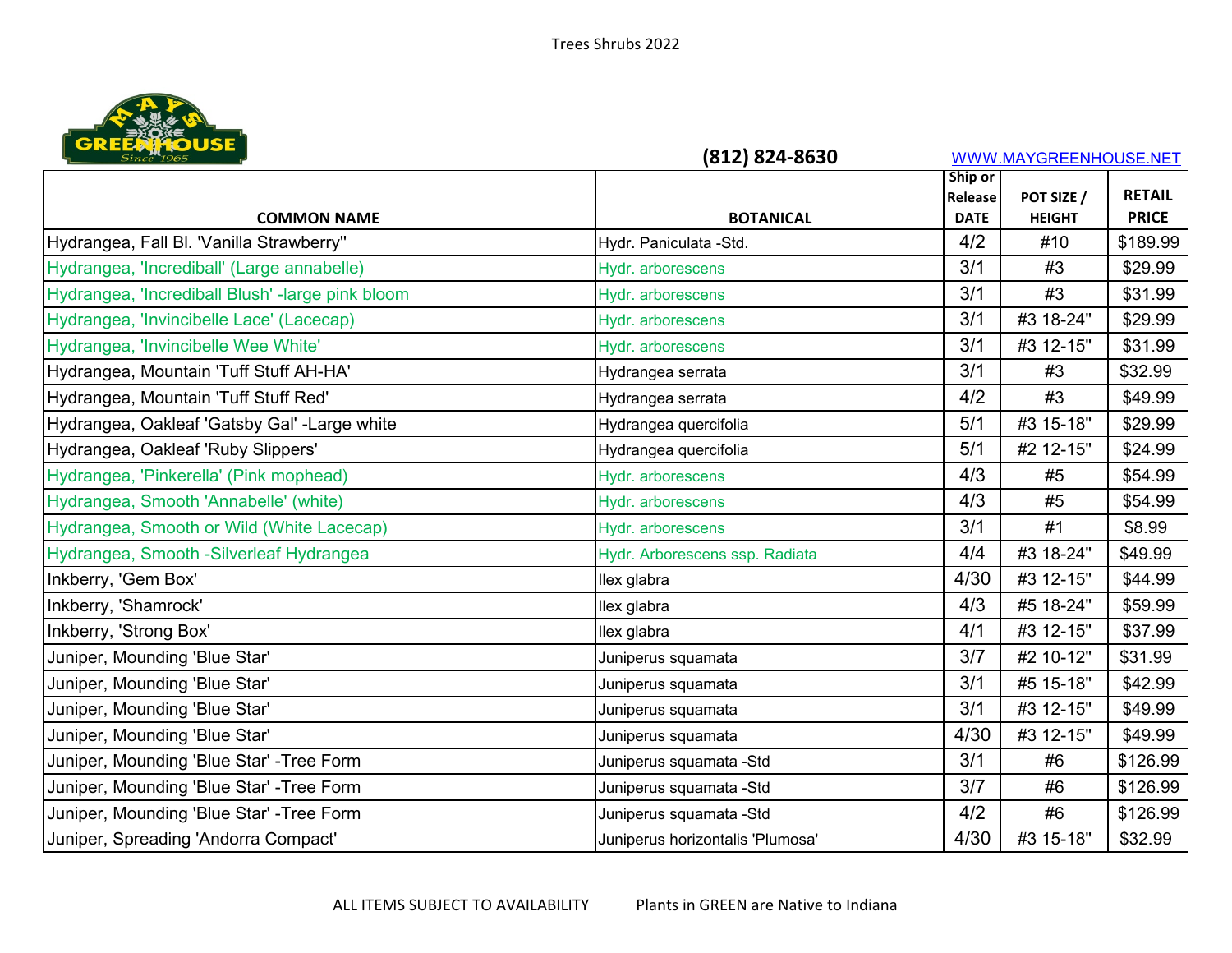Trees Shrubs 2022

**MAYS GREENHOUSE** Since 1965

**(812) 824-8630** WWW.MAYGREENHOUSE.NET

| COMMON NAME | BOTANICAL | Ship or Release DATE | POT SIZE / HEIGHT | RETAIL PRICE |
|---|---|---|---|---|
| Hydrangea, Fall Bl. 'Vanilla Strawberry" | Hydr. Paniculata -Std. | 4/2 | #10 | $189.99 |
| Hydrangea, 'Incrediball' (Large annabelle) | Hydr. arborescens | 3/1 | #3 | $29.99 |
| Hydrangea, 'Incrediball Blush' -large pink bloom | Hydr. arborescens | 3/1 | #3 | $31.99 |
| Hydrangea, 'Invincibelle Lace' (Lacecap) | Hydr. arborescens | 3/1 | #3 18-24" | $29.99 |
| Hydrangea, 'Invincibelle Wee White' | Hydr. arborescens | 3/1 | #3 12-15" | $31.99 |
| Hydrangea, Mountain 'Tuff Stuff AH-HA' | Hydrangea serrata | 3/1 | #3 | $32.99 |
| Hydrangea, Mountain 'Tuff Stuff Red' | Hydrangea serrata | 4/2 | #3 | $49.99 |
| Hydrangea, Oakleaf 'Gatsby Gal' -Large white | Hydrangea quercifolia | 5/1 | #3 15-18" | $29.99 |
| Hydrangea, Oakleaf 'Ruby Slippers' | Hydrangea quercifolia | 5/1 | #2 12-15" | $24.99 |
| Hydrangea, 'Pinkerella' (Pink mophead) | Hydr. arborescens | 4/3 | #5 | $54.99 |
| Hydrangea, Smooth 'Annabelle' (white) | Hydr. arborescens | 4/3 | #5 | $54.99 |
| Hydrangea, Smooth or Wild (White Lacecap) | Hydr. arborescens | 3/1 | #1 | $8.99 |
| Hydrangea, Smooth -Silverleaf Hydrangea | Hydr. Arborescens ssp. Radiata | 4/4 | #3 18-24" | $49.99 |
| Inkberry, 'Gem Box' | Ilex glabra | 4/30 | #3 12-15" | $44.99 |
| Inkberry, 'Shamrock' | Ilex glabra | 4/3 | #5 18-24" | $59.99 |
| Inkberry, 'Strong Box' | Ilex glabra | 4/1 | #3 12-15" | $37.99 |
| Juniper, Mounding 'Blue Star' | Juniperus squamata | 3/7 | #2 10-12" | $31.99 |
| Juniper, Mounding 'Blue Star' | Juniperus squamata | 3/1 | #5 15-18" | $42.99 |
| Juniper, Mounding 'Blue Star' | Juniperus squamata | 3/1 | #3 12-15" | $49.99 |
| Juniper, Mounding 'Blue Star' | Juniperus squamata | 4/30 | #3 12-15" | $49.99 |
| Juniper, Mounding 'Blue Star' -Tree Form | Juniperus squamata -Std | 3/1 | #6 | $126.99 |
| Juniper, Mounding 'Blue Star' -Tree Form | Juniperus squamata -Std | 3/7 | #6 | $126.99 |
| Juniper, Mounding 'Blue Star' -Tree Form | Juniperus squamata -Std | 4/2 | #6 | $126.99 |
| Juniper, Spreading 'Andorra Compact' | Juniperus horizontalis 'Plumosa' | 4/30 | #3 15-18" | $32.99 |

ALL ITEMS SUBJECT TO AVAILABILITY    Plants in GREEN are Native to Indiana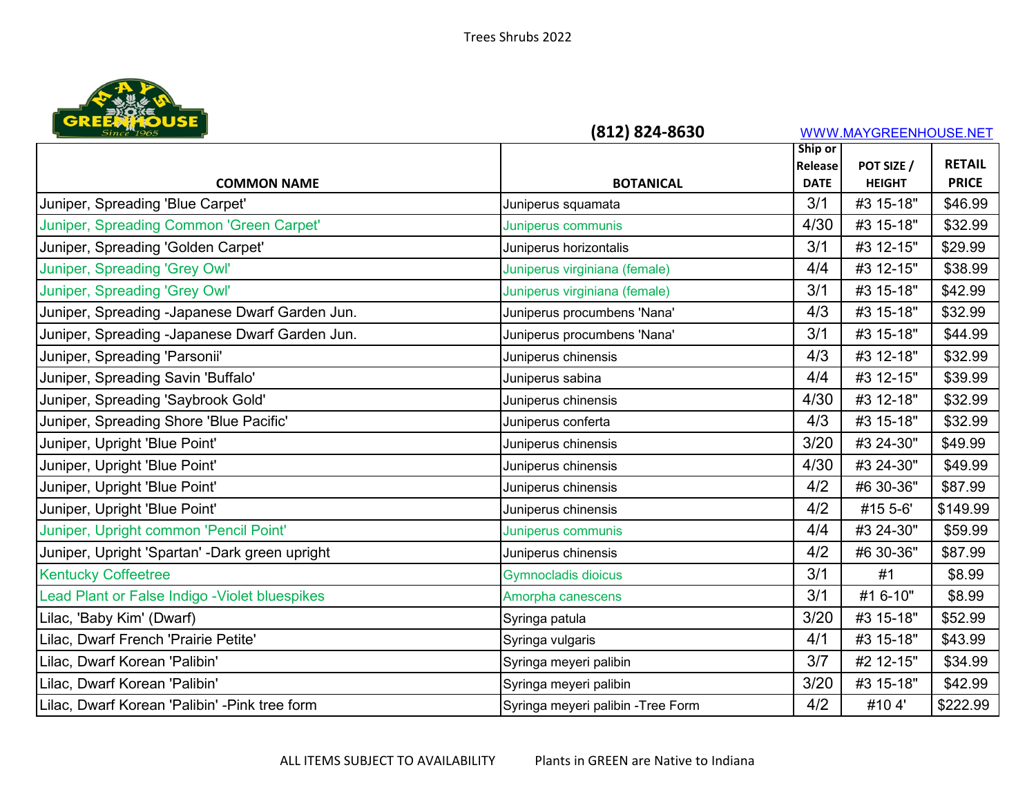Trees Shrubs 2022

MAYS GREENHOUSE Since 1965

**(812) 824-8630** WWW.MAYGREENHOUSE.NET

| COMMON NAME | BOTANICAL | Ship or Release DATE | POT SIZE / HEIGHT | RETAIL PRICE |
|---|---|---|---|---|
| Juniper, Spreading 'Blue Carpet' | Juniperus squamata | 3/1 | #3 15-18" | $46.99 |
| Juniper, Spreading Common 'Green Carpet' | Juniperus communis | 4/30 | #3 15-18" | $32.99 |
| Juniper, Spreading 'Golden Carpet' | Juniperus horizontalis | 3/1 | #3 12-15" | $29.99 |
| Juniper, Spreading 'Grey Owl' | Juniperus virginiana (female) | 4/4 | #3 12-15" | $38.99 |
| Juniper, Spreading 'Grey Owl' | Juniperus virginiana (female) | 3/1 | #3 15-18" | $42.99 |
| Juniper, Spreading -Japanese Dwarf Garden Jun. | Juniperus procumbens 'Nana' | 4/3 | #3 15-18" | $32.99 |
| Juniper, Spreading -Japanese Dwarf Garden Jun. | Juniperus procumbens 'Nana' | 3/1 | #3 15-18" | $44.99 |
| Juniper, Spreading 'Parsonii' | Juniperus chinensis | 4/3 | #3 12-18" | $32.99 |
| Juniper, Spreading Savin 'Buffalo' | Juniperus sabina | 4/4 | #3 12-15" | $39.99 |
| Juniper, Spreading 'Saybrook Gold' | Juniperus chinensis | 4/30 | #3 12-18" | $32.99 |
| Juniper, Spreading Shore 'Blue Pacific' | Juniperus conferta | 4/3 | #3 15-18" | $32.99 |
| Juniper, Upright 'Blue Point' | Juniperus chinensis | 3/20 | #3 24-30" | $49.99 |
| Juniper, Upright 'Blue Point' | Juniperus chinensis | 4/30 | #3 24-30" | $49.99 |
| Juniper, Upright 'Blue Point' | Juniperus chinensis | 4/2 | #6 30-36" | $87.99 |
| Juniper, Upright 'Blue Point' | Juniperus chinensis | 4/2 | #15 5-6' | $149.99 |
| Juniper, Upright common 'Pencil Point' | Juniperus communis | 4/4 | #3 24-30" | $59.99 |
| Juniper, Upright 'Spartan' -Dark green upright | Juniperus chinensis | 4/2 | #6 30-36" | $87.99 |
| Kentucky Coffeetree | Gymnocladis dioicus | 3/1 | #1 | $8.99 |
| Lead Plant or False Indigo -Violet bluespikes | Amorpha canescens | 3/1 | #1 6-10" | $8.99 |
| Lilac, 'Baby Kim' (Dwarf) | Syringa patula | 3/20 | #3 15-18" | $52.99 |
| Lilac, Dwarf French 'Prairie Petite' | Syringa vulgaris | 4/1 | #3 15-18" | $43.99 |
| Lilac, Dwarf Korean 'Palibin' | Syringa meyeri palibin | 3/7 | #2 12-15" | $34.99 |
| Lilac, Dwarf Korean 'Palibin' | Syringa meyeri palibin | 3/20 | #3 15-18" | $42.99 |
| Lilac, Dwarf Korean 'Palibin' -Pink tree form | Syringa meyeri palibin -Tree Form | 4/2 | #10 4' | $222.99 |

ALL ITEMS SUBJECT TO AVAILABILITY     Plants in GREEN are Native to Indiana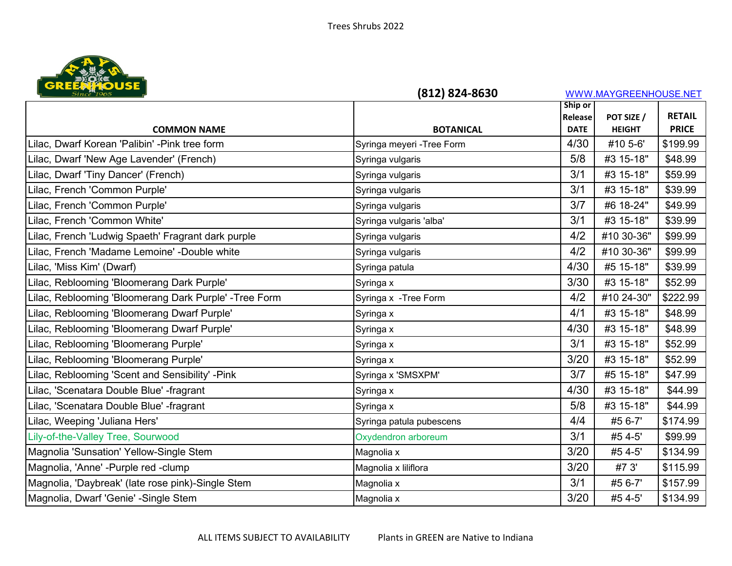Trees Shrubs 2022

(812) 824-8630 WWW.MAYGREENHOUSE.NET

| COMMON NAME | BOTANICAL | Ship or Release DATE | POT SIZE / HEIGHT | RETAIL PRICE |
|---|---|---|---|---|
| Lilac, Dwarf Korean 'Palibin' -Pink tree form | Syringa meyeri -Tree Form | 4/30 | #10 5-6' | $199.99 |
| Lilac, Dwarf 'New Age Lavender' (French) | Syringa vulgaris | 5/8 | #3 15-18" | $48.99 |
| Lilac, Dwarf 'Tiny Dancer' (French) | Syringa vulgaris | 3/1 | #3 15-18" | $59.99 |
| Lilac, French 'Common Purple' | Syringa vulgaris | 3/1 | #3 15-18" | $39.99 |
| Lilac, French 'Common Purple' | Syringa vulgaris | 3/7 | #6 18-24" | $49.99 |
| Lilac, French 'Common White' | Syringa vulgaris 'alba' | 3/1 | #3 15-18" | $39.99 |
| Lilac, French 'Ludwig Spaeth' Fragrant dark purple | Syringa vulgaris | 4/2 | #10 30-36" | $99.99 |
| Lilac, French 'Madame Lemoine' -Double white | Syringa vulgaris | 4/2 | #10 30-36" | $99.99 |
| Lilac, 'Miss Kim' (Dwarf) | Syringa patula | 4/30 | #5 15-18" | $39.99 |
| Lilac, Reblooming 'Bloomerang Dark Purple' | Syringa x | 3/30 | #3 15-18" | $52.99 |
| Lilac, Reblooming 'Bloomerang Dark Purple' -Tree Form | Syringa x -Tree Form | 4/2 | #10 24-30" | $222.99 |
| Lilac, Reblooming 'Bloomerang Dwarf Purple' | Syringa x | 4/1 | #3 15-18" | $48.99 |
| Lilac, Reblooming 'Bloomerang Dwarf Purple' | Syringa x | 4/30 | #3 15-18" | $48.99 |
| Lilac, Reblooming 'Bloomerang Purple' | Syringa x | 3/1 | #3 15-18" | $52.99 |
| Lilac, Reblooming 'Bloomerang Purple' | Syringa x | 3/20 | #3 15-18" | $52.99 |
| Lilac, Reblooming 'Scent and Sensibility' -Pink | Syringa x 'SMSXPM' | 3/7 | #5 15-18" | $47.99 |
| Lilac, 'Scenatara Double Blue' -fragrant | Syringa x | 4/30 | #3 15-18" | $44.99 |
| Lilac, 'Scenatara Double Blue' -fragrant | Syringa x | 5/8 | #3 15-18" | $44.99 |
| Lilac, Weeping 'Juliana Hers' | Syringa patula pubescens | 4/4 | #5 6-7' | $174.99 |
| Lily-of-the-Valley Tree, Sourwood | Oxydendron arboreum | 3/1 | #5 4-5' | $99.99 |
| Magnolia 'Sunsation' Yellow-Single Stem | Magnolia x | 3/20 | #5 4-5' | $134.99 |
| Magnolia, 'Anne' -Purple red -clump | Magnolia x liliflora | 3/20 | #7 3' | $115.99 |
| Magnolia, 'Daybreak' (late rose pink)-Single Stem | Magnolia x | 3/1 | #5 6-7' | $157.99 |
| Magnolia, Dwarf 'Genie' -Single Stem | Magnolia x | 3/20 | #5 4-5' | $134.99 |

ALL ITEMS SUBJECT TO AVAILABILITY Plants in GREEN are Native to Indiana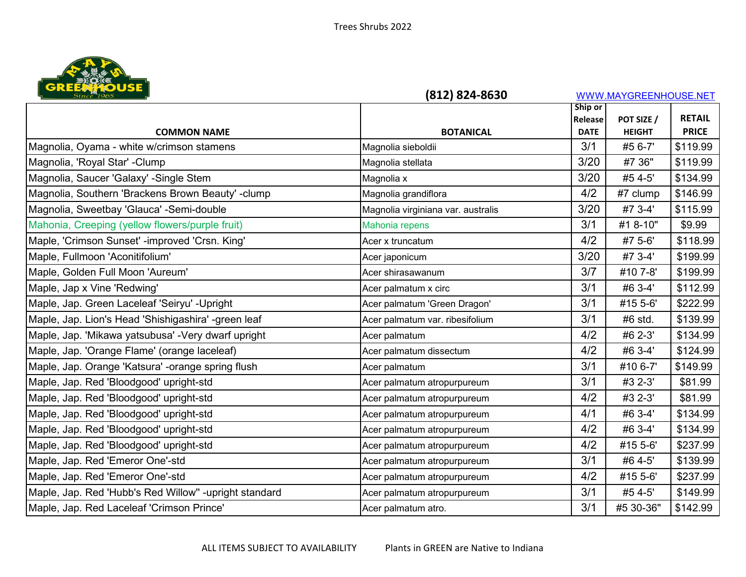Trees Shrubs 2022

MAYS GREENHOUSE Since 1965

(812) 824-8630 WWW.MAYGREENHOUSE.NET

| COMMON NAME | BOTANICAL | Ship or Release DATE | POT SIZE / HEIGHT | RETAIL PRICE |
|---|---|---|---|---|
| Magnolia, Oyama - white w/crimson stamens | Magnolia sieboldii | 3/1 | #5 6-7' | $119.99 |
| Magnolia, 'Royal Star' -Clump | Magnolia stellata | 3/20 | #7 36" | $119.99 |
| Magnolia, Saucer 'Galaxy' -Single Stem | Magnolia x | 3/20 | #5 4-5' | $134.99 |
| Magnolia, Southern 'Brackens Brown Beauty' -clump | Magnolia grandiflora | 4/2 | #7 clump | $146.99 |
| Magnolia, Sweetbay 'Glauca' -Semi-double | Magnolia virginiana var. australis | 3/20 | #7 3-4' | $115.99 |
| Mahonia, Creeping (yellow flowers/purple fruit) | Mahonia repens | 3/1 | #1 8-10" | $9.99 |
| Maple, 'Crimson Sunset' -improved 'Crsn. King' | Acer x truncatum | 4/2 | #7 5-6' | $118.99 |
| Maple, Fullmoon 'Aconitifolium' | Acer japonicum | 3/20 | #7 3-4' | $199.99 |
| Maple, Golden Full Moon 'Aureum' | Acer shirasawanum | 3/7 | #10 7-8' | $199.99 |
| Maple, Jap x Vine 'Redwing' | Acer palmatum x circ | 3/1 | #6 3-4' | $112.99 |
| Maple, Jap. Green Laceleaf 'Seiryu' -Upright | Acer palmatum 'Green Dragon' | 3/1 | #15 5-6' | $222.99 |
| Maple, Jap. Lion's Head 'Shishigashira' -green leaf | Acer palmatum var. ribesifolium | 3/1 | #6 std. | $139.99 |
| Maple, Jap. 'Mikawa yatsubusa' -Very dwarf upright | Acer palmatum | 4/2 | #6 2-3' | $134.99 |
| Maple, Jap. 'Orange Flame' (orange laceleaf) | Acer palmatum dissectum | 4/2 | #6 3-4' | $124.99 |
| Maple, Jap. Orange 'Katsura' -orange spring flush | Acer palmatum | 3/1 | #10 6-7' | $149.99 |
| Maple, Jap. Red 'Bloodgood' upright-std | Acer palmatum atropurpureum | 3/1 | #3 2-3' | $81.99 |
| Maple, Jap. Red 'Bloodgood' upright-std | Acer palmatum atropurpureum | 4/2 | #3 2-3' | $81.99 |
| Maple, Jap. Red 'Bloodgood' upright-std | Acer palmatum atropurpureum | 4/1 | #6 3-4' | $134.99 |
| Maple, Jap. Red 'Bloodgood' upright-std | Acer palmatum atropurpureum | 4/2 | #6 3-4' | $134.99 |
| Maple, Jap. Red 'Bloodgood' upright-std | Acer palmatum atropurpureum | 4/2 | #15 5-6' | $237.99 |
| Maple, Jap. Red 'Emeror One'-std | Acer palmatum atropurpureum | 3/1 | #6 4-5' | $139.99 |
| Maple, Jap. Red 'Emeror One'-std | Acer palmatum atropurpureum | 4/2 | #15 5-6' | $237.99 |
| Maple, Jap. Red 'Hubb's Red Willow" -upright standard | Acer palmatum atropurpureum | 3/1 | #5 4-5' | $149.99 |
| Maple, Jap. Red Laceleaf 'Crimson Prince' | Acer palmatum atro. | 3/1 | #5 30-36" | $142.99 |

ALL ITEMS SUBJECT TO AVAILABILITY     Plants in GREEN are Native to Indiana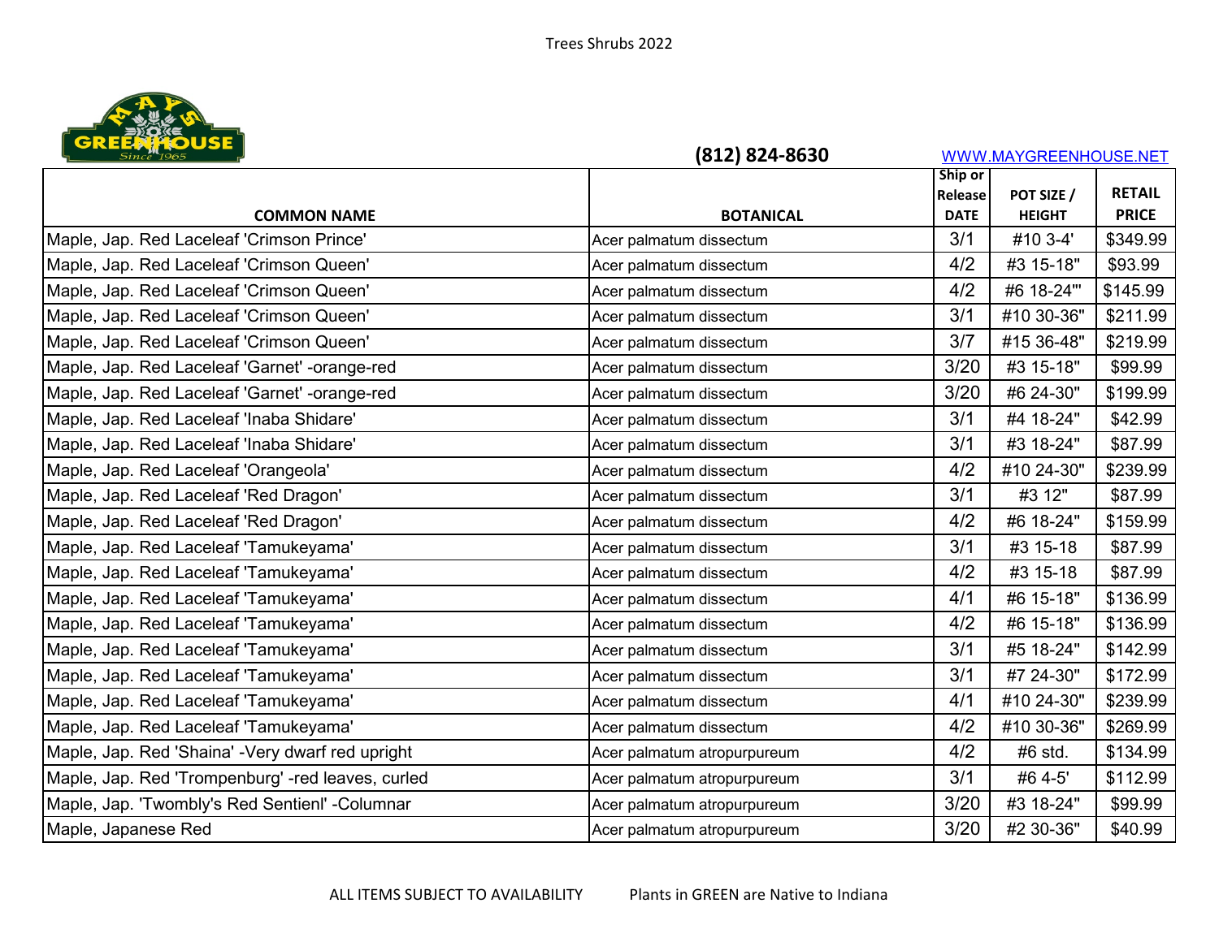Trees Shrubs 2022

MAYS GREENHOUSE Since 1965

**(812) 824-8630** WWW.MAYGREENHOUSE.NET

| COMMON NAME | BOTANICAL | Ship or Release DATE | POT SIZE / HEIGHT | RETAIL PRICE |
|---|---|---|---|---|
| Maple, Jap. Red Laceleaf 'Crimson Prince' | Acer palmatum dissectum | 3/1 | #10 3-4' | $349.99 |
| Maple, Jap. Red Laceleaf 'Crimson Queen' | Acer palmatum dissectum | 4/2 | #3 15-18" | $93.99 |
| Maple, Jap. Red Laceleaf 'Crimson Queen' | Acer palmatum dissectum | 4/2 | #6 18-24"' | $145.99 |
| Maple, Jap. Red Laceleaf 'Crimson Queen' | Acer palmatum dissectum | 3/1 | #10 30-36" | $211.99 |
| Maple, Jap. Red Laceleaf 'Crimson Queen' | Acer palmatum dissectum | 3/7 | #15 36-48" | $219.99 |
| Maple, Jap. Red Laceleaf 'Garnet' -orange-red | Acer palmatum dissectum | 3/20 | #3 15-18" | $99.99 |
| Maple, Jap. Red Laceleaf 'Garnet' -orange-red | Acer palmatum dissectum | 3/20 | #6 24-30" | $199.99 |
| Maple, Jap. Red Laceleaf 'Inaba Shidare' | Acer palmatum dissectum | 3/1 | #4 18-24" | $42.99 |
| Maple, Jap. Red Laceleaf 'Inaba Shidare' | Acer palmatum dissectum | 3/1 | #3 18-24" | $87.99 |
| Maple, Jap. Red Laceleaf 'Orangeola' | Acer palmatum dissectum | 4/2 | #10 24-30" | $239.99 |
| Maple, Jap. Red Laceleaf 'Red Dragon' | Acer palmatum dissectum | 3/1 | #3 12" | $87.99 |
| Maple, Jap. Red Laceleaf 'Red Dragon' | Acer palmatum dissectum | 4/2 | #6 18-24" | $159.99 |
| Maple, Jap. Red Laceleaf 'Tamukeyama' | Acer palmatum dissectum | 3/1 | #3 15-18 | $87.99 |
| Maple, Jap. Red Laceleaf 'Tamukeyama' | Acer palmatum dissectum | 4/2 | #3 15-18 | $87.99 |
| Maple, Jap. Red Laceleaf 'Tamukeyama' | Acer palmatum dissectum | 4/1 | #6 15-18" | $136.99 |
| Maple, Jap. Red Laceleaf 'Tamukeyama' | Acer palmatum dissectum | 4/2 | #6 15-18" | $136.99 |
| Maple, Jap. Red Laceleaf 'Tamukeyama' | Acer palmatum dissectum | 3/1 | #5 18-24" | $142.99 |
| Maple, Jap. Red Laceleaf 'Tamukeyama' | Acer palmatum dissectum | 3/1 | #7 24-30" | $172.99 |
| Maple, Jap. Red Laceleaf 'Tamukeyama' | Acer palmatum dissectum | 4/1 | #10 24-30" | $239.99 |
| Maple, Jap. Red Laceleaf 'Tamukeyama' | Acer palmatum dissectum | 4/2 | #10 30-36" | $269.99 |
| Maple, Jap. Red 'Shaina' -Very dwarf red upright | Acer palmatum atropurpureum | 4/2 | #6 std. | $134.99 |
| Maple, Jap. Red 'Trompenburg' -red leaves, curled | Acer palmatum atropurpureum | 3/1 | #6 4-5' | $112.99 |
| Maple, Jap. 'Twombly's Red Sentienl' -Columnar | Acer palmatum atropurpureum | 3/20 | #3 18-24" | $99.99 |
| Maple, Japanese Red | Acer palmatum atropurpureum | 3/20 | #2 30-36" | $40.99 |

ALL ITEMS SUBJECT TO AVAILABILITY Plants in GREEN are Native to Indiana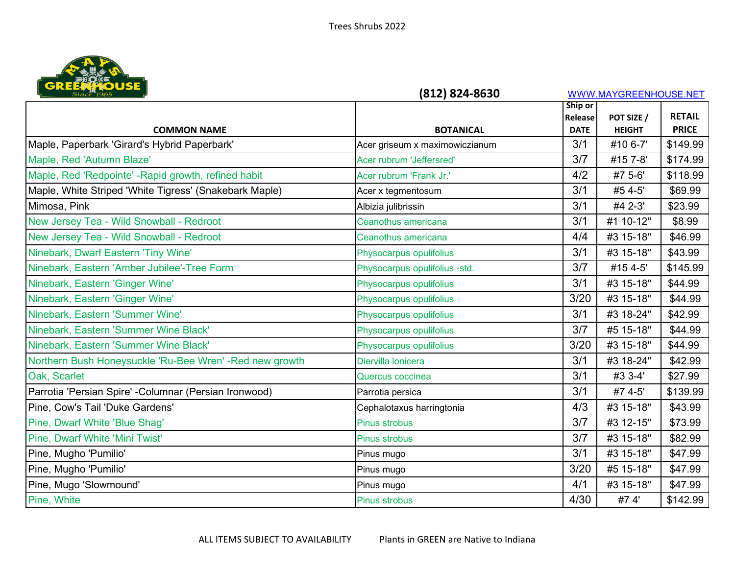Trees Shrubs 2022

MAYS GREENHOUSE Since 1965

**(812) 824-8630** WWW.MAYGREENHOUSE.NET

| COMMON NAME | BOTANICAL | Ship or Release DATE | POT SIZE / HEIGHT | RETAIL PRICE |
|---|---|---|---|---|
| Maple, Paperbark 'Girard's Hybrid Paperbark' | Acer griseum x maximowiczianum | 3/1 | #10 6-7' | $149.99 |
| Maple, Red 'Autumn Blaze' | Acer rubrum 'Jeffersred' | 3/7 | #15 7-8' | $174.99 |
| Maple, Red 'Redpointe' -Rapid growth, refined habit | Acer rubrum 'Frank Jr.' | 4/2 | #7 5-6' | $118.99 |
| Maple, White Striped 'White Tigress' (Snakebark Maple) | Acer x tegmentosum | 3/1 | #5 4-5' | $69.99 |
| Mimosa, Pink | Albizia julibrissin | 3/1 | #4 2-3' | $23.99 |
| New Jersey Tea - Wild Snowball - Redroot | Ceanothus americana | 3/1 | #1 10-12" | $8.99 |
| New Jersey Tea - Wild Snowball - Redroot | Ceanothus americana | 4/4 | #3 15-18" | $46.99 |
| Ninebark, Dwarf Eastern 'Tiny Wine' | Physocarpus opulifolius | 3/1 | #3 15-18" | $43.99 |
| Ninebark, Eastern 'Amber Jubilee'-Tree Form | Physocarpus opulifolius -std. | 3/7 | #15 4-5' | $145.99 |
| Ninebark, Eastern 'Ginger Wine' | Physocarpus opulifolius | 3/1 | #3 15-18" | $44.99 |
| Ninebark, Eastern 'Ginger Wine' | Physocarpus opulifolius | 3/20 | #3 15-18" | $44.99 |
| Ninebark, Eastern 'Summer Wine' | Physocarpus opulifolius | 3/1 | #3 18-24" | $42.99 |
| Ninebark, Eastern 'Summer Wine Black' | Physocarpus opulifolius | 3/7 | #5 15-18" | $44.99 |
| Ninebark, Eastern 'Summer Wine Black' | Physocarpus opulifolius | 3/20 | #3 15-18" | $44.99 |
| Northern Bush Honeysuckle 'Ru-Bee Wren' -Red new growth | Diervilla lonicera | 3/1 | #3 18-24" | $42.99 |
| Oak, Scarlet | Quercus coccinea | 3/1 | #3 3-4' | $27.99 |
| Parrotia 'Persian Spire' -Columnar (Persian Ironwood) | Parrotia persica | 3/1 | #7 4-5' | $139.99 |
| Pine, Cow's Tail 'Duke Gardens' | Cephalotaxus harringtonia | 4/3 | #3 15-18" | $43.99 |
| Pine, Dwarf White 'Blue Shag' | Pinus strobus | 3/7 | #3 12-15" | $73.99 |
| Pine, Dwarf White 'Mini Twist' | Pinus strobus | 3/7 | #3 15-18" | $82.99 |
| Pine, Mugho 'Pumilio' | Pinus mugo | 3/1 | #3 15-18" | $47.99 |
| Pine, Mugho 'Pumilio' | Pinus mugo | 3/20 | #5 15-18" | $47.99 |
| Pine, Mugo 'Slowmound' | Pinus mugo | 4/1 | #3 15-18" | $47.99 |
| Pine, White | Pinus strobus | 4/30 | #7 4' | $142.99 |

ALL ITEMS SUBJECT TO AVAILABILITY Plants in GREEN are Native to Indiana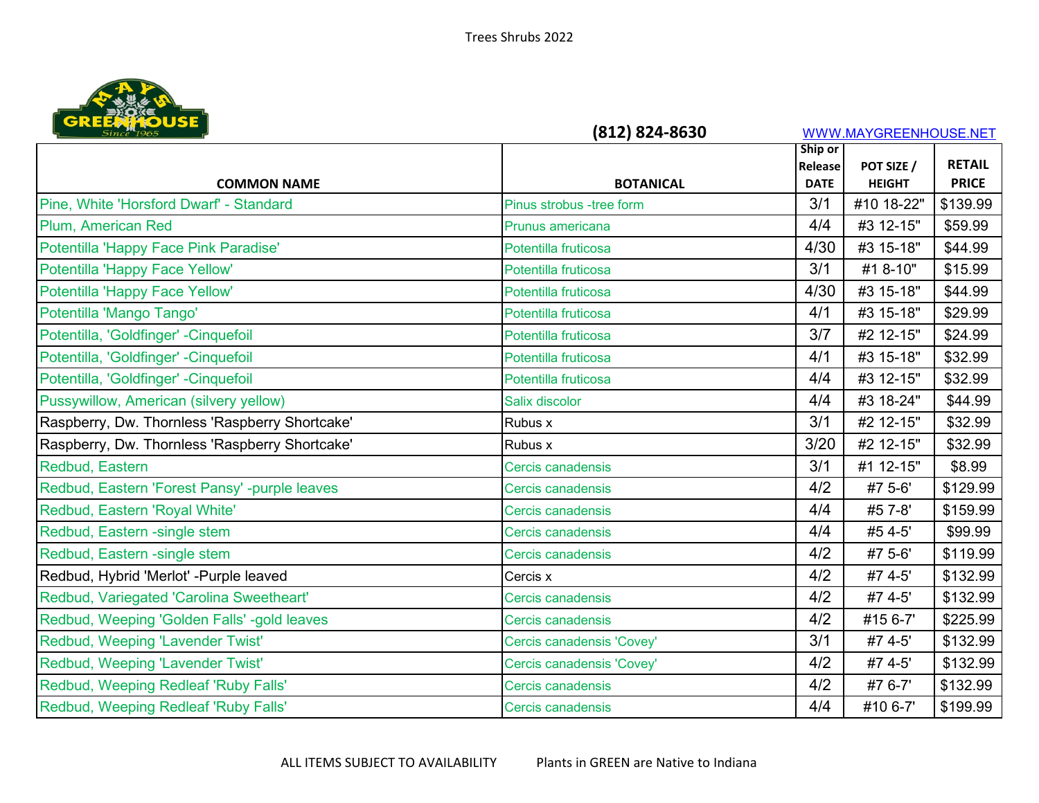Trees Shrubs 2022

MAYS GREENHOUSE Since 1965

**(812) 824-8630** WWW.MAYGREENHOUSE.NET

| COMMON NAME | BOTANICAL | Ship or Release DATE | POT SIZE / HEIGHT | RETAIL PRICE |
|---|---|---|---|---|
| Pine, White 'Horsford Dwarf' - Standard | Pinus strobus -tree form | 3/1 | #10 18-22" | $139.99 |
| Plum, American Red | Prunus americana | 4/4 | #3 12-15" | $59.99 |
| Potentilla 'Happy Face Pink Paradise' | Potentilla fruticosa | 4/30 | #3 15-18" | $44.99 |
| Potentilla 'Happy Face Yellow' | Potentilla fruticosa | 3/1 | #1 8-10" | $15.99 |
| Potentilla 'Happy Face Yellow' | Potentilla fruticosa | 4/30 | #3 15-18" | $44.99 |
| Potentilla 'Mango Tango' | Potentilla fruticosa | 4/1 | #3 15-18" | $29.99 |
| Potentilla, 'Goldfinger' -Cinquefoil | Potentilla fruticosa | 3/7 | #2 12-15" | $24.99 |
| Potentilla, 'Goldfinger' -Cinquefoil | Potentilla fruticosa | 4/1 | #3 15-18" | $32.99 |
| Potentilla, 'Goldfinger' -Cinquefoil | Potentilla fruticosa | 4/4 | #3 12-15" | $32.99 |
| Pussywillow, American (silvery yellow) | Salix discolor | 4/4 | #3 18-24" | $44.99 |
| Raspberry, Dw. Thornless 'Raspberry Shortcake' | Rubus x | 3/1 | #2 12-15" | $32.99 |
| Raspberry, Dw. Thornless 'Raspberry Shortcake' | Rubus x | 3/20 | #2 12-15" | $32.99 |
| Redbud, Eastern | Cercis canadensis | 3/1 | #1 12-15" | $8.99 |
| Redbud, Eastern 'Forest Pansy' -purple leaves | Cercis canadensis | 4/2 | #7 5-6' | $129.99 |
| Redbud, Eastern 'Royal White' | Cercis canadensis | 4/4 | #5 7-8' | $159.99 |
| Redbud, Eastern -single stem | Cercis canadensis | 4/4 | #5 4-5' | $99.99 |
| Redbud, Eastern -single stem | Cercis canadensis | 4/2 | #7 5-6' | $119.99 |
| Redbud, Hybrid 'Merlot' -Purple leaved | Cercis x | 4/2 | #7 4-5' | $132.99 |
| Redbud, Variegated 'Carolina Sweetheart' | Cercis canadensis | 4/2 | #7 4-5' | $132.99 |
| Redbud, Weeping 'Golden Falls' -gold leaves | Cercis canadensis | 4/2 | #15 6-7' | $225.99 |
| Redbud, Weeping 'Lavender Twist' | Cercis canadensis 'Covey' | 3/1 | #7 4-5' | $132.99 |
| Redbud, Weeping 'Lavender Twist' | Cercis canadensis 'Covey' | 4/2 | #7 4-5' | $132.99 |
| Redbud, Weeping Redleaf 'Ruby Falls' | Cercis canadensis | 4/2 | #7 6-7' | $132.99 |
| Redbud, Weeping Redleaf 'Ruby Falls' | Cercis canadensis | 4/4 | #10 6-7' | $199.99 |

ALL ITEMS SUBJECT TO AVAILABILITY Plants in GREEN are Native to Indiana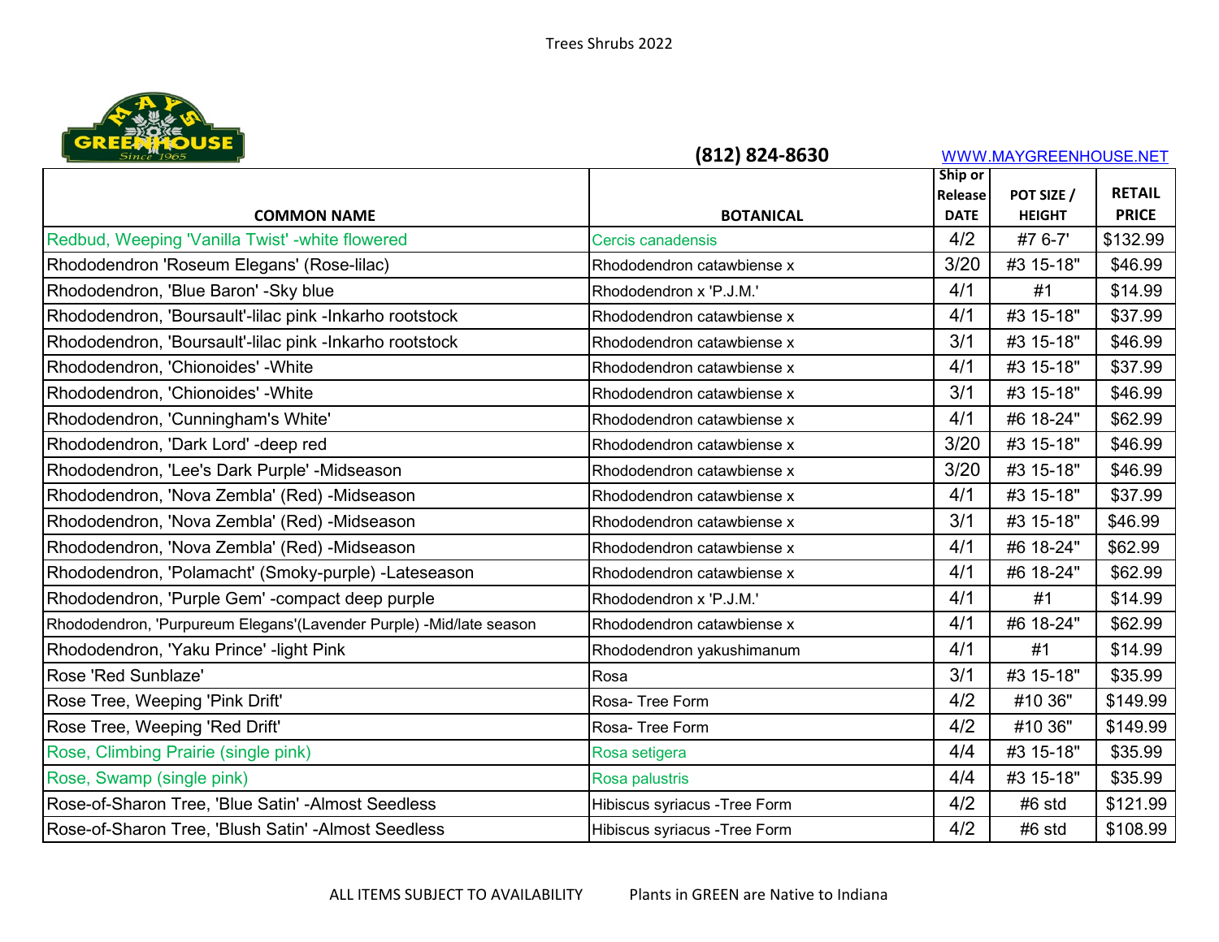Trees Shrubs 2022

MAYS GREENHOUSE Since 1965

**(812) 824-8630** WWW.MAYGREENHOUSE.NET

| COMMON NAME | BOTANICAL | Ship or Release DATE | POT SIZE / HEIGHT | RETAIL PRICE |
|---|---|---|---|---|
| Redbud, Weeping 'Vanilla Twist' -white flowered | Cercis canadensis | 4/2 | #7 6-7' | $132.99 |
| Rhododendron 'Roseum Elegans' (Rose-lilac) | Rhododendron catawbiense x | 3/20 | #3 15-18" | $46.99 |
| Rhododendron, 'Blue Baron' -Sky blue | Rhododendron x 'P.J.M.' | 4/1 | #1 | $14.99 |
| Rhododendron, 'Boursault'-lilac pink -Inkarho rootstock | Rhododendron catawbiense x | 4/1 | #3 15-18" | $37.99 |
| Rhododendron, 'Boursault'-lilac pink -Inkarho rootstock | Rhododendron catawbiense x | 3/1 | #3 15-18" | $46.99 |
| Rhododendron, 'Chionoides' -White | Rhododendron catawbiense x | 4/1 | #3 15-18" | $37.99 |
| Rhododendron, 'Chionoides' -White | Rhododendron catawbiense x | 3/1 | #3 15-18" | $46.99 |
| Rhododendron, 'Cunningham's White' | Rhododendron catawbiense x | 4/1 | #6 18-24" | $62.99 |
| Rhododendron, 'Dark Lord' -deep red | Rhododendron catawbiense x | 3/20 | #3 15-18" | $46.99 |
| Rhododendron, 'Lee's Dark Purple' -Midseason | Rhododendron catawbiense x | 3/20 | #3 15-18" | $46.99 |
| Rhododendron, 'Nova Zembla' (Red) -Midseason | Rhododendron catawbiense x | 4/1 | #3 15-18" | $37.99 |
| Rhododendron, 'Nova Zembla' (Red) -Midseason | Rhododendron catawbiense x | 3/1 | #3 15-18" | $46.99 |
| Rhododendron, 'Nova Zembla' (Red) -Midseason | Rhododendron catawbiense x | 4/1 | #6 18-24" | $62.99 |
| Rhododendron, 'Polamacht' (Smoky-purple) -Lateseason | Rhododendron catawbiense x | 4/1 | #6 18-24" | $62.99 |
| Rhododendron, 'Purple Gem' -compact deep purple | Rhododendron x 'P.J.M.' | 4/1 | #1 | $14.99 |
| Rhododendron, 'Purpureum Elegans'(Lavender Purple) -Mid/late season | Rhododendron catawbiense x | 4/1 | #6 18-24" | $62.99 |
| Rhododendron, 'Yaku Prince' -light Pink | Rhododendron yakushimanum | 4/1 | #1 | $14.99 |
| Rose 'Red Sunblaze' | Rosa | 3/1 | #3 15-18" | $35.99 |
| Rose Tree, Weeping 'Pink Drift' | Rosa- Tree Form | 4/2 | #10 36" | $149.99 |
| Rose Tree, Weeping 'Red Drift' | Rosa- Tree Form | 4/2 | #10 36" | $149.99 |
| Rose, Climbing Prairie (single pink) | Rosa setigera | 4/4 | #3 15-18" | $35.99 |
| Rose, Swamp (single pink) | Rosa palustris | 4/4 | #3 15-18" | $35.99 |
| Rose-of-Sharon Tree, 'Blue Satin' -Almost Seedless | Hibiscus syriacus -Tree Form | 4/2 | #6 std | $121.99 |
| Rose-of-Sharon Tree, 'Blush Satin' -Almost Seedless | Hibiscus syriacus -Tree Form | 4/2 | #6 std | $108.99 |

ALL ITEMS SUBJECT TO AVAILABILITY Plants in GREEN are Native to Indiana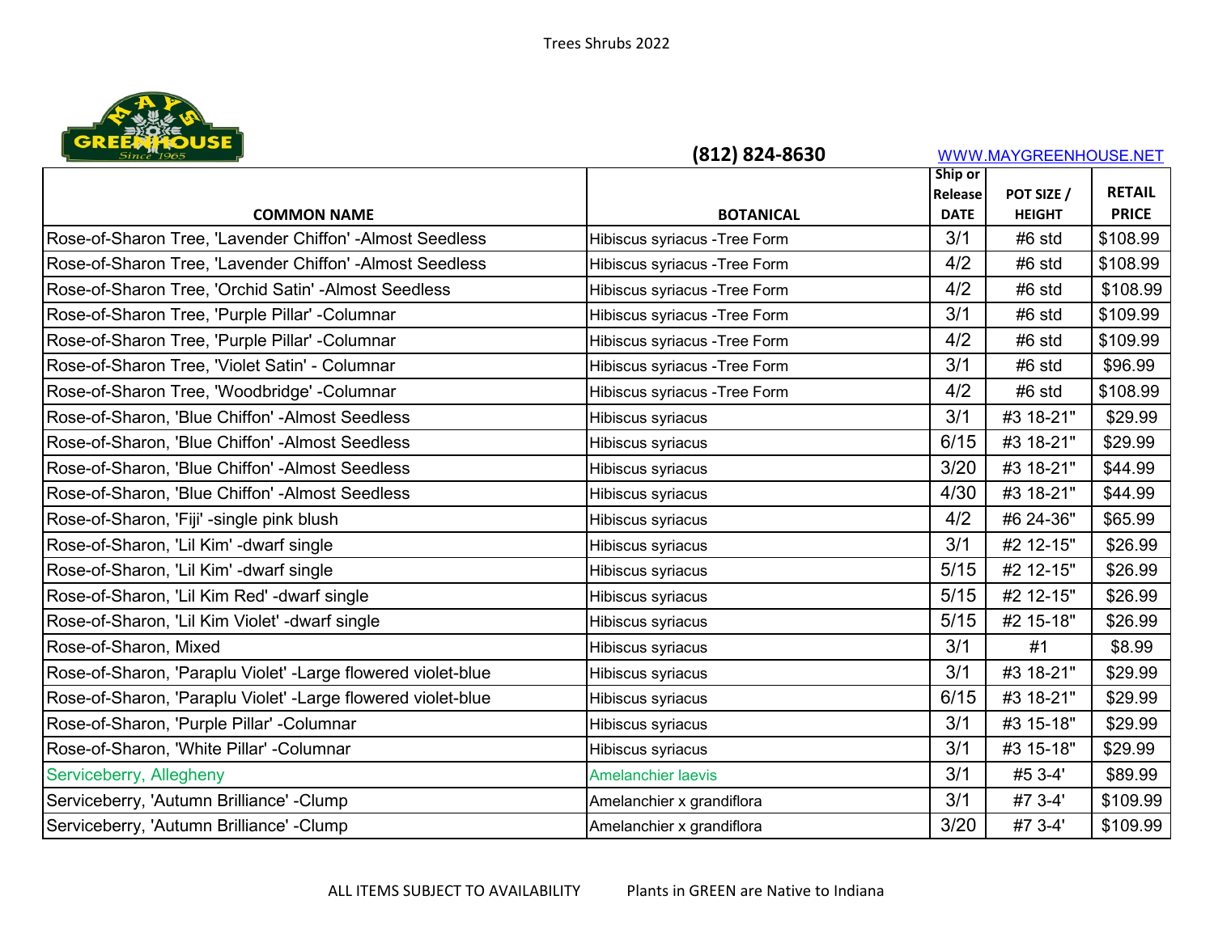Trees Shrubs 2022

MAYS GREENHOUSE Since 1965

**(812) 824-8630** WWW.MAYGREENHOUSE.NET

| COMMON NAME | BOTANICAL | Ship or Release DATE | POT SIZE / HEIGHT | RETAIL PRICE |
|---|---|---|---|---|
| Rose-of-Sharon Tree, 'Lavender Chiffon' -Almost Seedless | Hibiscus syriacus -Tree Form | 3/1 | #6 std | $108.99 |
| Rose-of-Sharon Tree, 'Lavender Chiffon' -Almost Seedless | Hibiscus syriacus -Tree Form | 4/2 | #6 std | $108.99 |
| Rose-of-Sharon Tree, 'Orchid Satin' -Almost Seedless | Hibiscus syriacus -Tree Form | 4/2 | #6 std | $108.99 |
| Rose-of-Sharon Tree, 'Purple Pillar' -Columnar | Hibiscus syriacus -Tree Form | 3/1 | #6 std | $109.99 |
| Rose-of-Sharon Tree, 'Purple Pillar' -Columnar | Hibiscus syriacus -Tree Form | 4/2 | #6 std | $109.99 |
| Rose-of-Sharon Tree, 'Violet Satin' - Columnar | Hibiscus syriacus -Tree Form | 3/1 | #6 std | $96.99 |
| Rose-of-Sharon Tree, 'Woodbridge' -Columnar | Hibiscus syriacus -Tree Form | 4/2 | #6 std | $108.99 |
| Rose-of-Sharon, 'Blue Chiffon' -Almost Seedless | Hibiscus syriacus | 3/1 | #3 18-21" | $29.99 |
| Rose-of-Sharon, 'Blue Chiffon' -Almost Seedless | Hibiscus syriacus | 6/15 | #3 18-21" | $29.99 |
| Rose-of-Sharon, 'Blue Chiffon' -Almost Seedless | Hibiscus syriacus | 3/20 | #3 18-21" | $44.99 |
| Rose-of-Sharon, 'Blue Chiffon' -Almost Seedless | Hibiscus syriacus | 4/30 | #3 18-21" | $44.99 |
| Rose-of-Sharon, 'Fiji' -single pink blush | Hibiscus syriacus | 4/2 | #6 24-36" | $65.99 |
| Rose-of-Sharon, 'Lil Kim' -dwarf single | Hibiscus syriacus | 3/1 | #2 12-15" | $26.99 |
| Rose-of-Sharon, 'Lil Kim' -dwarf single | Hibiscus syriacus | 5/15 | #2 12-15" | $26.99 |
| Rose-of-Sharon, 'Lil Kim Red' -dwarf single | Hibiscus syriacus | 5/15 | #2 12-15" | $26.99 |
| Rose-of-Sharon, 'Lil Kim Violet' -dwarf single | Hibiscus syriacus | 5/15 | #2 15-18" | $26.99 |
| Rose-of-Sharon, Mixed | Hibiscus syriacus | 3/1 | #1 | $8.99 |
| Rose-of-Sharon, 'Paraplu Violet' -Large flowered violet-blue | Hibiscus syriacus | 3/1 | #3 18-21" | $29.99 |
| Rose-of-Sharon, 'Paraplu Violet' -Large flowered violet-blue | Hibiscus syriacus | 6/15 | #3 18-21" | $29.99 |
| Rose-of-Sharon, 'Purple Pillar' -Columnar | Hibiscus syriacus | 3/1 | #3 15-18" | $29.99 |
| Rose-of-Sharon, 'White Pillar' -Columnar | Hibiscus syriacus | 3/1 | #3 15-18" | $29.99 |
| Serviceberry, Allegheny | Amelanchier laevis | 3/1 | #5 3-4' | $89.99 |
| Serviceberry, 'Autumn Brilliance' -Clump | Amelanchier x grandiflora | 3/1 | #7 3-4' | $109.99 |
| Serviceberry, 'Autumn Brilliance' -Clump | Amelanchier x grandiflora | 3/20 | #7 3-4' | $109.99 |

ALL ITEMS SUBJECT TO AVAILABILITY     Plants in GREEN are Native to Indiana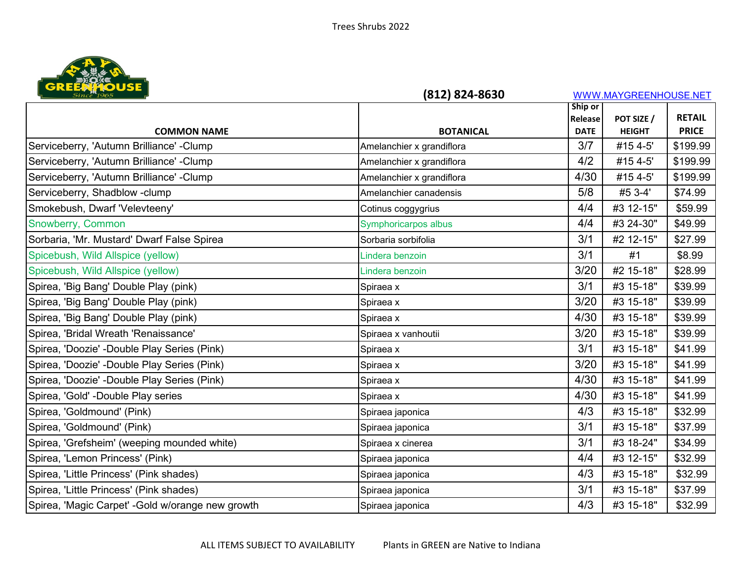Trees Shrubs 2022

MAYS GREENHOUSE Since 1965

(812) 824-8630 WWW.MAYGREENHOUSE.NET

| COMMON NAME | BOTANICAL | Ship or Release DATE | POT SIZE / HEIGHT | RETAIL PRICE |
|---|---|---|---|---|
| Serviceberry, 'Autumn Brilliance' -Clump | Amelanchier x grandiflora | 3/7 | #15 4-5' | $199.99 |
| Serviceberry, 'Autumn Brilliance' -Clump | Amelanchier x grandiflora | 4/2 | #15 4-5' | $199.99 |
| Serviceberry, 'Autumn Brilliance' -Clump | Amelanchier x grandiflora | 4/30 | #15 4-5' | $199.99 |
| Serviceberry, Shadblow -clump | Amelanchier canadensis | 5/8 | #5 3-4' | $74.99 |
| Smokebush, Dwarf 'Velevteeny' | Cotinus coggygrius | 4/4 | #3 12-15" | $59.99 |
| Snowberry, Common | Symphoricarpos albus | 4/4 | #3 24-30" | $49.99 |
| Sorbaria, 'Mr. Mustard' Dwarf False Spirea | Sorbaria sorbifolia | 3/1 | #2 12-15" | $27.99 |
| Spicebush, Wild Allspice (yellow) | Lindera benzoin | 3/1 | #1 | $8.99 |
| Spicebush, Wild Allspice (yellow) | Lindera benzoin | 3/20 | #2 15-18" | $28.99 |
| Spirea, 'Big Bang' Double Play (pink) | Spiraea x | 3/1 | #3 15-18" | $39.99 |
| Spirea, 'Big Bang' Double Play (pink) | Spiraea x | 3/20 | #3 15-18" | $39.99 |
| Spirea, 'Big Bang' Double Play (pink) | Spiraea x | 4/30 | #3 15-18" | $39.99 |
| Spirea, 'Bridal Wreath 'Renaissance' | Spiraea x vanhoutii | 3/20 | #3 15-18" | $39.99 |
| Spirea, 'Doozie' -Double Play Series (Pink) | Spiraea x | 3/1 | #3 15-18" | $41.99 |
| Spirea, 'Doozie' -Double Play Series (Pink) | Spiraea x | 3/20 | #3 15-18" | $41.99 |
| Spirea, 'Doozie' -Double Play Series (Pink) | Spiraea x | 4/30 | #3 15-18" | $41.99 |
| Spirea, 'Gold' -Double Play series | Spiraea x | 4/30 | #3 15-18" | $41.99 |
| Spirea, 'Goldmound' (Pink) | Spiraea japonica | 4/3 | #3 15-18" | $32.99 |
| Spirea, 'Goldmound' (Pink) | Spiraea japonica | 3/1 | #3 15-18" | $37.99 |
| Spirea, 'Grefsheim' (weeping mounded white) | Spiraea x cinerea | 3/1 | #3 18-24" | $34.99 |
| Spirea, 'Lemon Princess' (Pink) | Spiraea japonica | 4/4 | #3 12-15" | $32.99 |
| Spirea, 'Little Princess' (Pink shades) | Spiraea japonica | 4/3 | #3 15-18" | $32.99 |
| Spirea, 'Little Princess' (Pink shades) | Spiraea japonica | 3/1 | #3 15-18" | $37.99 |
| Spirea, 'Magic Carpet' -Gold w/orange new growth | Spiraea japonica | 4/3 | #3 15-18" | $32.99 |

ALL ITEMS SUBJECT TO AVAILABILITY     Plants in GREEN are Native to Indiana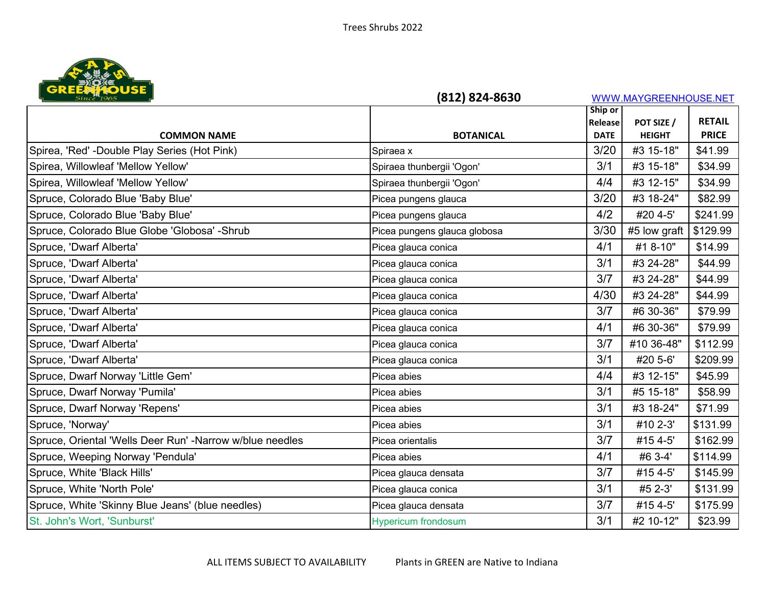Trees Shrubs 2022

MAYS GREENHOUSE Since 1965

(812) 824-8630 WWW.MAYGREENHOUSE.NET

| COMMON NAME | BOTANICAL | Ship or Release DATE | POT SIZE / HEIGHT | RETAIL PRICE |
|---|---|---|---|---|
| Spirea, 'Red' -Double Play Series (Hot Pink) | Spiraea x | 3/20 | #3 15-18" | $41.99 |
| Spirea, Willowleaf 'Mellow Yellow' | Spiraea thunbergii 'Ogon' | 3/1 | #3 15-18" | $34.99 |
| Spirea, Willowleaf 'Mellow Yellow' | Spiraea thunbergii 'Ogon' | 4/4 | #3 12-15" | $34.99 |
| Spruce, Colorado Blue 'Baby Blue' | Picea pungens glauca | 3/20 | #3 18-24" | $82.99 |
| Spruce, Colorado Blue 'Baby Blue' | Picea pungens glauca | 4/2 | #20 4-5' | $241.99 |
| Spruce, Colorado Blue Globe 'Globosa' -Shrub | Picea pungens glauca globosa | 3/30 | #5 low graft | $129.99 |
| Spruce, 'Dwarf Alberta' | Picea glauca conica | 4/1 | #1 8-10" | $14.99 |
| Spruce, 'Dwarf Alberta' | Picea glauca conica | 3/1 | #3 24-28" | $44.99 |
| Spruce, 'Dwarf Alberta' | Picea glauca conica | 3/7 | #3 24-28" | $44.99 |
| Spruce, 'Dwarf Alberta' | Picea glauca conica | 4/30 | #3 24-28" | $44.99 |
| Spruce, 'Dwarf Alberta' | Picea glauca conica | 3/7 | #6 30-36" | $79.99 |
| Spruce, 'Dwarf Alberta' | Picea glauca conica | 4/1 | #6 30-36" | $79.99 |
| Spruce, 'Dwarf Alberta' | Picea glauca conica | 3/7 | #10 36-48" | $112.99 |
| Spruce, 'Dwarf Alberta' | Picea glauca conica | 3/1 | #20 5-6' | $209.99 |
| Spruce, Dwarf Norway 'Little Gem' | Picea abies | 4/4 | #3 12-15" | $45.99 |
| Spruce, Dwarf Norway 'Pumila' | Picea abies | 3/1 | #5 15-18" | $58.99 |
| Spruce, Dwarf Norway 'Repens' | Picea abies | 3/1 | #3 18-24" | $71.99 |
| Spruce, 'Norway' | Picea abies | 3/1 | #10 2-3' | $131.99 |
| Spruce, Oriental 'Wells Deer Run' -Narrow w/blue needles | Picea orientalis | 3/7 | #15 4-5' | $162.99 |
| Spruce, Weeping Norway 'Pendula' | Picea abies | 4/1 | #6 3-4' | $114.99 |
| Spruce, White 'Black Hills' | Picea glauca densata | 3/7 | #15 4-5' | $145.99 |
| Spruce, White 'North Pole' | Picea glauca conica | 3/1 | #5 2-3' | $131.99 |
| Spruce, White 'Skinny Blue Jeans' (blue needles) | Picea glauca densata | 3/7 | #15 4-5' | $175.99 |
| St. John's Wort, 'Sunburst' | Hypericum frondosum | 3/1 | #2 10-12" | $23.99 |

ALL ITEMS SUBJECT TO AVAILABILITY Plants in GREEN are Native to Indiana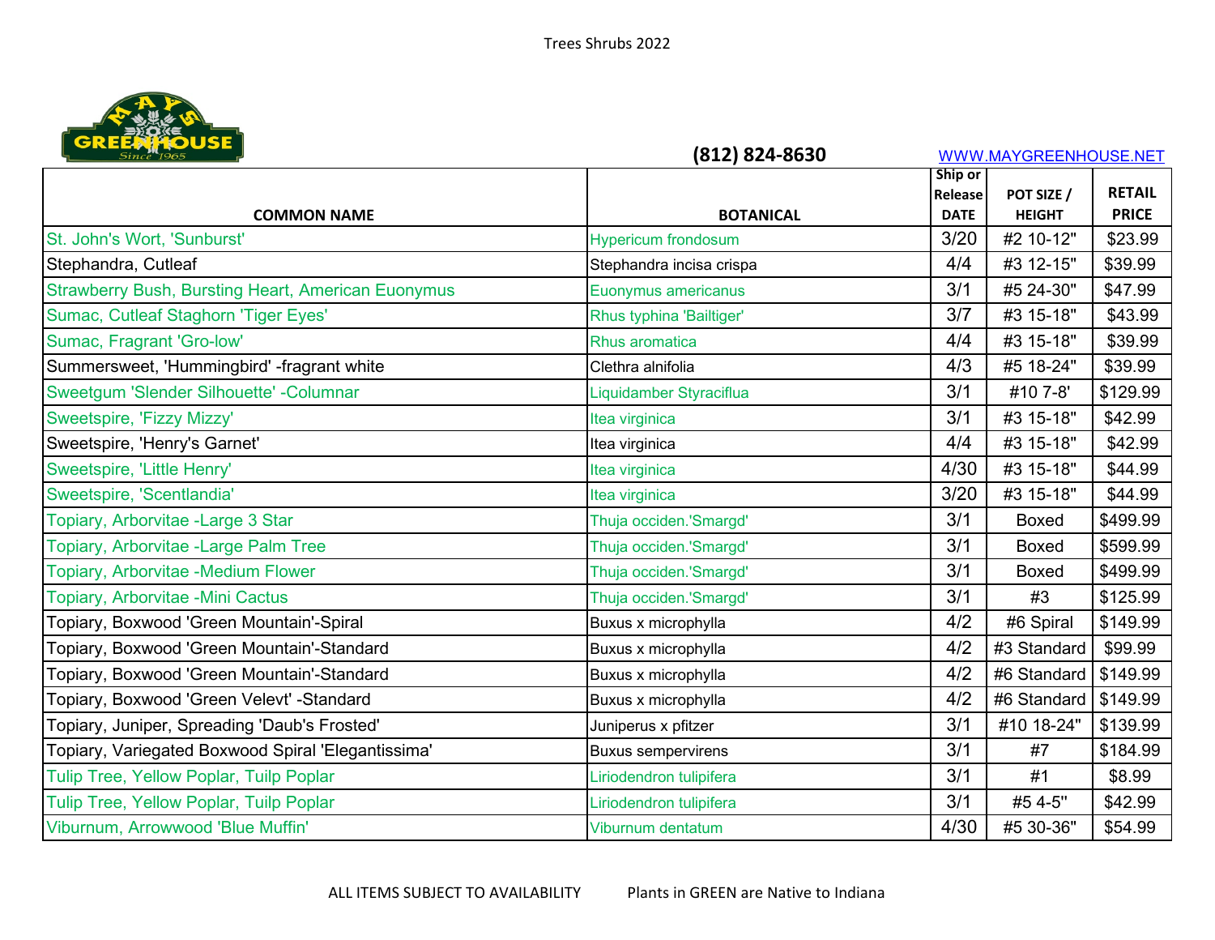Trees Shrubs 2022

MAYS GREENHOUSE Since 1965

**(812) 824-8630** WWW.MAYGREENHOUSE.NET

| COMMON NAME | BOTANICAL | Ship or Release DATE | POT SIZE / HEIGHT | RETAIL PRICE |
|---|---|---|---|---|
| St. John's Wort, 'Sunburst' | Hypericum frondosum | 3/20 | #2 10-12" | $23.99 |
| Stephandra, Cutleaf | Stephandra incisa crispa | 4/4 | #3 12-15" | $39.99 |
| Strawberry Bush, Bursting Heart, American Euonymus | Euonymus americanus | 3/1 | #5 24-30" | $47.99 |
| Sumac, Cutleaf Staghorn 'Tiger Eyes' | Rhus typhina 'Bailtiger' | 3/7 | #3 15-18" | $43.99 |
| Sumac, Fragrant 'Gro-low' | Rhus aromatica | 4/4 | #3 15-18" | $39.99 |
| Summersweet, 'Hummingbird' -fragrant white | Clethra alnifolia | 4/3 | #5 18-24" | $39.99 |
| Sweetgum 'Slender Silhouette' -Columnar | Liquidamber Styraciflua | 3/1 | #10 7-8' | $129.99 |
| Sweetspire, 'Fizzy Mizzy' | Itea virginica | 3/1 | #3 15-18" | $42.99 |
| Sweetspire, 'Henry's Garnet' | Itea virginica | 4/4 | #3 15-18" | $42.99 |
| Sweetspire, 'Little Henry' | Itea virginica | 4/30 | #3 15-18" | $44.99 |
| Sweetspire, 'Scentlandia' | Itea virginica | 3/20 | #3 15-18" | $44.99 |
| Topiary, Arborvitae -Large 3 Star | Thuja occiden.'Smargd' | 3/1 | Boxed | $499.99 |
| Topiary, Arborvitae -Large Palm Tree | Thuja occiden.'Smargd' | 3/1 | Boxed | $599.99 |
| Topiary, Arborvitae -Medium Flower | Thuja occiden.'Smargd' | 3/1 | Boxed | $499.99 |
| Topiary, Arborvitae -Mini Cactus | Thuja occiden.'Smargd' | 3/1 | #3 | $125.99 |
| Topiary, Boxwood 'Green Mountain'-Spiral | Buxus x microphylla | 4/2 | #6 Spiral | $149.99 |
| Topiary, Boxwood 'Green Mountain'-Standard | Buxus x microphylla | 4/2 | #3 Standard | $99.99 |
| Topiary, Boxwood 'Green Mountain'-Standard | Buxus x microphylla | 4/2 | #6 Standard | $149.99 |
| Topiary, Boxwood 'Green Velevt' -Standard | Buxus x microphylla | 4/2 | #6 Standard | $149.99 |
| Topiary, Juniper, Spreading 'Daub's Frosted' | Juniperus x pfitzer | 3/1 | #10 18-24" | $139.99 |
| Topiary, Variegated Boxwood Spiral 'Elegantissima' | Buxus sempervirens | 3/1 | #7 | $184.99 |
| Tulip Tree, Yellow Poplar, Tuilp Poplar | Liriodendron tulipifera | 3/1 | #1 | $8.99 |
| Tulip Tree, Yellow Poplar, Tuilp Poplar | Liriodendron tulipifera | 3/1 | #5 4-5" | $42.99 |
| Viburnum, Arrowwood 'Blue Muffin' | Viburnum dentatum | 4/30 | #5 30-36" | $54.99 |

ALL ITEMS SUBJECT TO AVAILABILITY Plants in GREEN are Native to Indiana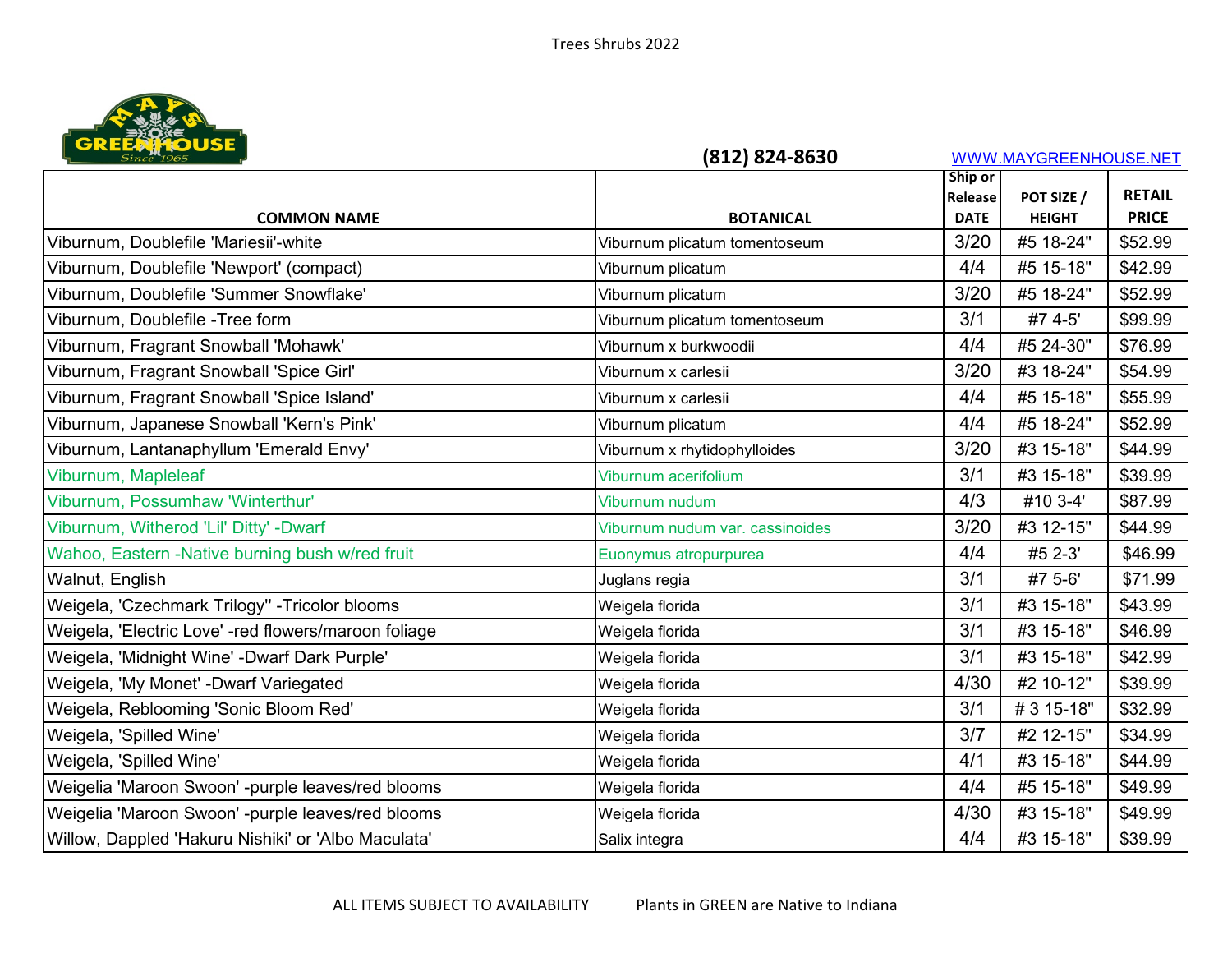Trees Shrubs 2022

MAYS GREENHOUSE Since 1965

(812) 824-8630 WWW.MAYGREENHOUSE.NET

| COMMON NAME | BOTANICAL | Ship or Release DATE | POT SIZE / HEIGHT | RETAIL PRICE |
|---|---|---|---|---|
| Viburnum, Doublefile 'Mariesii'-white | Viburnum plicatum tomentoseum | 3/20 | #5 18-24" | $52.99 |
| Viburnum, Doublefile 'Newport' (compact) | Viburnum plicatum | 4/4 | #5 15-18" | $42.99 |
| Viburnum, Doublefile 'Summer Snowflake' | Viburnum plicatum | 3/20 | #5 18-24" | $52.99 |
| Viburnum, Doublefile -Tree form | Viburnum plicatum tomentoseum | 3/1 | #7 4-5' | $99.99 |
| Viburnum, Fragrant Snowball 'Mohawk' | Viburnum x burkwoodii | 4/4 | #5 24-30" | $76.99 |
| Viburnum, Fragrant Snowball 'Spice Girl' | Viburnum x carlesii | 3/20 | #3 18-24" | $54.99 |
| Viburnum, Fragrant Snowball 'Spice Island' | Viburnum x carlesii | 4/4 | #5 15-18" | $55.99 |
| Viburnum, Japanese Snowball 'Kern's Pink' | Viburnum plicatum | 4/4 | #5 18-24" | $52.99 |
| Viburnum, Lantanaphyllum 'Emerald Envy' | Viburnum x rhytidophylloides | 3/20 | #3 15-18" | $44.99 |
| Viburnum, Mapleleaf | Viburnum acerifolium | 3/1 | #3 15-18" | $39.99 |
| Viburnum, Possumhaw 'Winterthur' | Viburnum nudum | 4/3 | #10 3-4' | $87.99 |
| Viburnum, Witherod 'Lil' Ditty' -Dwarf | Viburnum nudum var. cassinoides | 3/20 | #3 12-15" | $44.99 |
| Wahoo, Eastern -Native burning bush w/red fruit | Euonymus atropurpurea | 4/4 | #5 2-3' | $46.99 |
| Walnut, English | Juglans regia | 3/1 | #7 5-6' | $71.99 |
| Weigela, 'Czechmark Trilogy'' -Tricolor blooms | Weigela florida | 3/1 | #3 15-18" | $43.99 |
| Weigela, 'Electric Love' -red flowers/maroon foliage | Weigela florida | 3/1 | #3 15-18" | $46.99 |
| Weigela, 'Midnight Wine' -Dwarf Dark Purple' | Weigela florida | 3/1 | #3 15-18" | $42.99 |
| Weigela, 'My Monet' -Dwarf Variegated | Weigela florida | 4/30 | #2 10-12" | $39.99 |
| Weigela, Reblooming 'Sonic Bloom Red' | Weigela florida | 3/1 | # 3 15-18" | $32.99 |
| Weigela, 'Spilled Wine' | Weigela florida | 3/7 | #2 12-15" | $34.99 |
| Weigela, 'Spilled Wine' | Weigela florida | 4/1 | #3 15-18" | $44.99 |
| Weigelia 'Maroon Swoon' -purple leaves/red blooms | Weigela florida | 4/4 | #5 15-18" | $49.99 |
| Weigelia 'Maroon Swoon' -purple leaves/red blooms | Weigela florida | 4/30 | #3 15-18" | $49.99 |
| Willow, Dappled 'Hakuru Nishiki' or 'Albo Maculata' | Salix integra | 4/4 | #3 15-18" | $39.99 |

ALL ITEMS SUBJECT TO AVAILABILITY    Plants in GREEN are Native to Indiana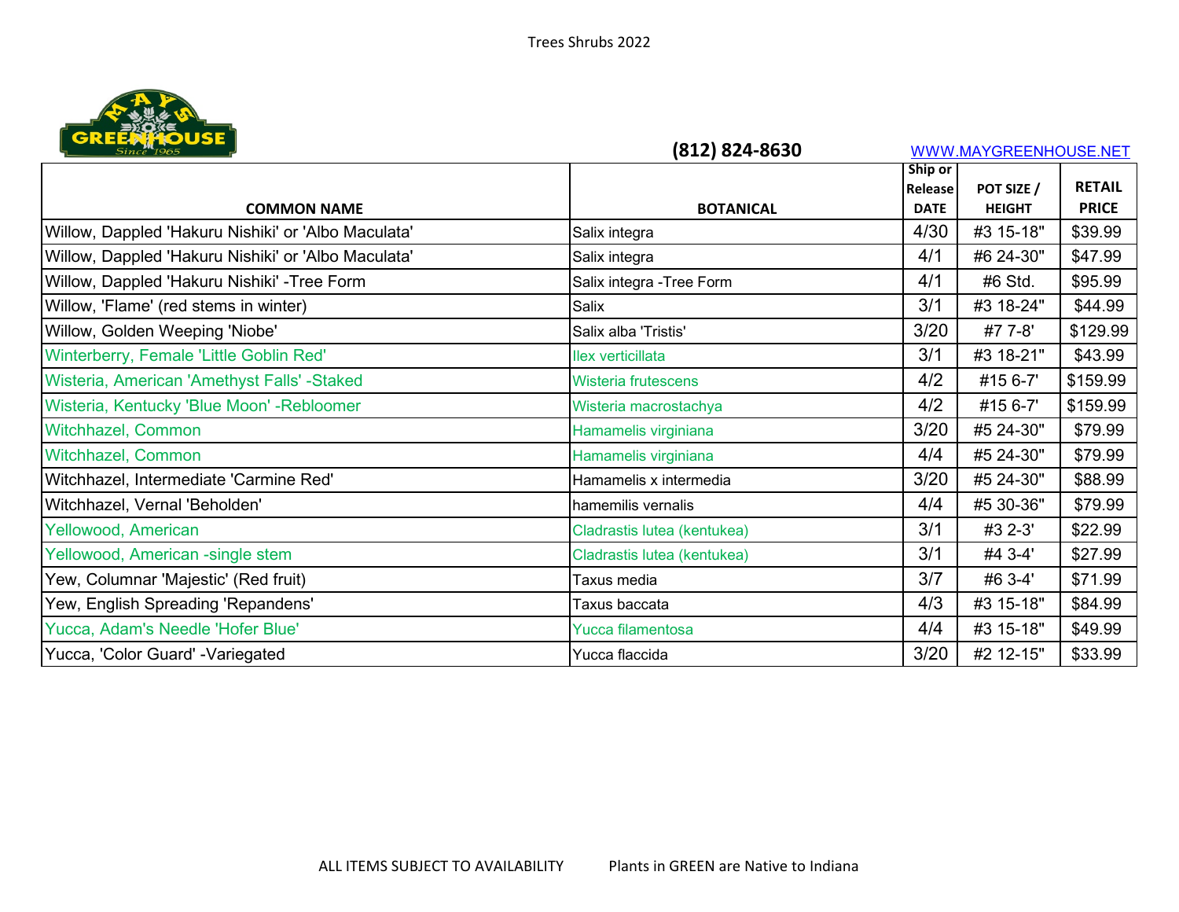Trees Shrubs 2022

MAYS GREENHOUSE Since 1965

**(812) 824-8630** WWW.MAYGREENHOUSE.NET

| COMMON NAME | BOTANICAL | Ship or Release DATE | POT SIZE / HEIGHT | RETAIL PRICE |
|---|---|---|---|---|
| Willow, Dappled 'Hakuru Nishiki' or 'Albo Maculata' | Salix integra | 4/30 | #3 15-18" | $39.99 |
| Willow, Dappled 'Hakuru Nishiki' or 'Albo Maculata' | Salix integra | 4/1 | #6 24-30" | $47.99 |
| Willow, Dappled 'Hakuru Nishiki' -Tree Form | Salix integra -Tree Form | 4/1 | #6 Std. | $95.99 |
| Willow, 'Flame' (red stems in winter) | Salix | 3/1 | #3 18-24" | $44.99 |
| Willow, Golden Weeping 'Niobe' | Salix alba 'Tristis' | 3/20 | #7 7-8' | $129.99 |
| Winterberry, Female 'Little Goblin Red' | Ilex verticillata | 3/1 | #3 18-21" | $43.99 |
| Wisteria, American 'Amethyst Falls' -Staked | Wisteria frutescens | 4/2 | #15 6-7' | $159.99 |
| Wisteria, Kentucky 'Blue Moon' -Rebloomer | Wisteria macrostachya | 4/2 | #15 6-7' | $159.99 |
| Witchhazel, Common | Hamamelis virginiana | 3/20 | #5 24-30" | $79.99 |
| Witchhazel, Common | Hamamelis virginiana | 4/4 | #5 24-30" | $79.99 |
| Witchhazel, Intermediate 'Carmine Red' | Hamamelis x intermedia | 3/20 | #5 24-30" | $88.99 |
| Witchhazel, Vernal 'Beholden' | hamemilis vernalis | 4/4 | #5 30-36" | $79.99 |
| Yellowood, American | Cladrastis lutea (kentukea) | 3/1 | #3 2-3' | $22.99 |
| Yellowood, American -single stem | Cladrastis lutea (kentukea) | 3/1 | #4 3-4' | $27.99 |
| Yew, Columnar 'Majestic' (Red fruit) | Taxus media | 3/7 | #6 3-4' | $71.99 |
| Yew, English Spreading 'Repandens' | Taxus baccata | 4/3 | #3 15-18" | $84.99 |
| Yucca, Adam's Needle 'Hofer Blue' | Yucca filamentosa | 4/4 | #3 15-18" | $49.99 |
| Yucca, 'Color Guard' -Variegated | Yucca flaccida | 3/20 | #2 12-15" | $33.99 |

ALL ITEMS SUBJECT TO AVAILABILITY Plants in GREEN are Native to Indiana